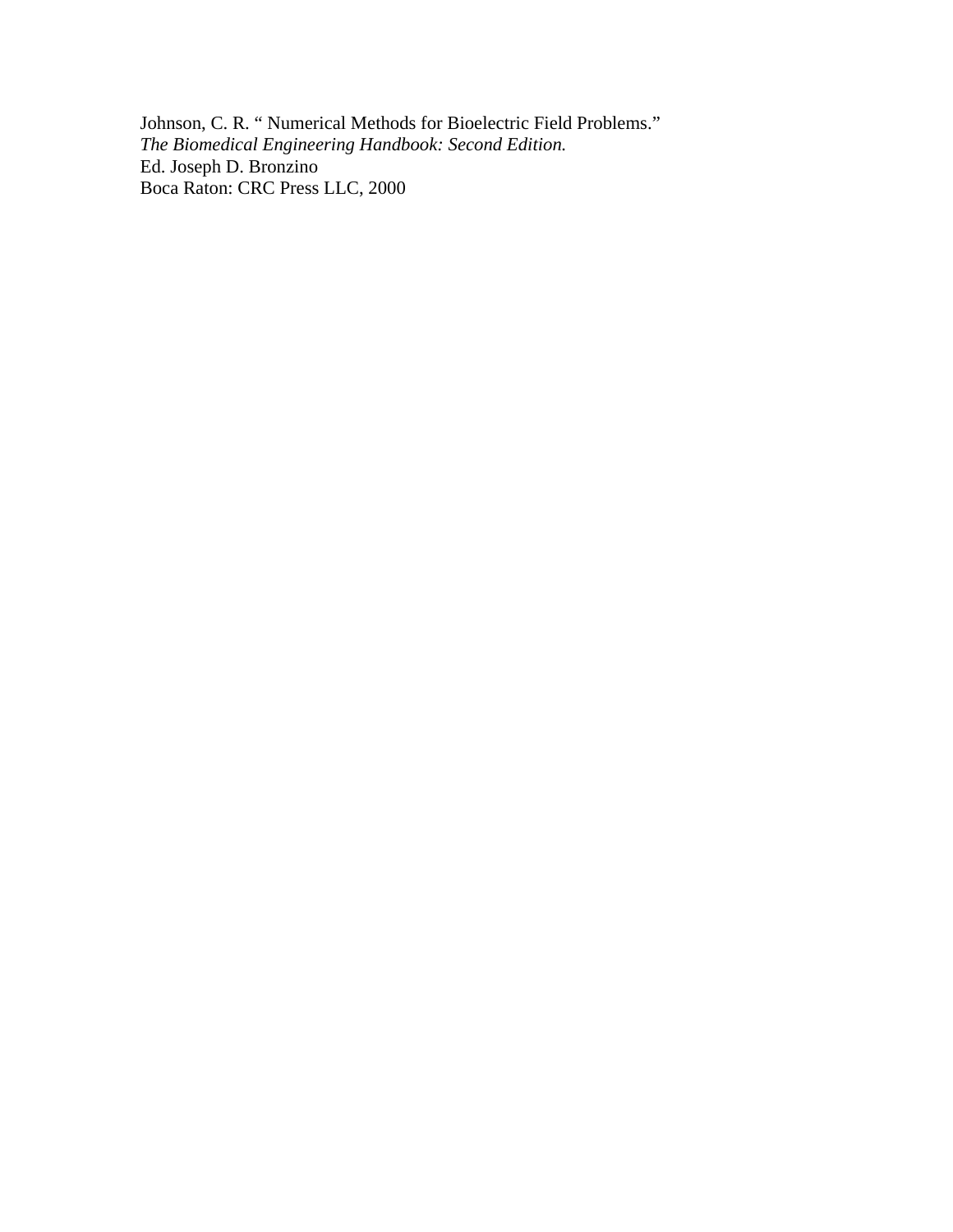Johnson, C. R. " Numerical Methods for Bioelectric Field Problems."
*The Biomedical Engineering Handbook: Second Edition.*
Ed. Joseph D. Bronzino
Boca Raton: CRC Press LLC, 2000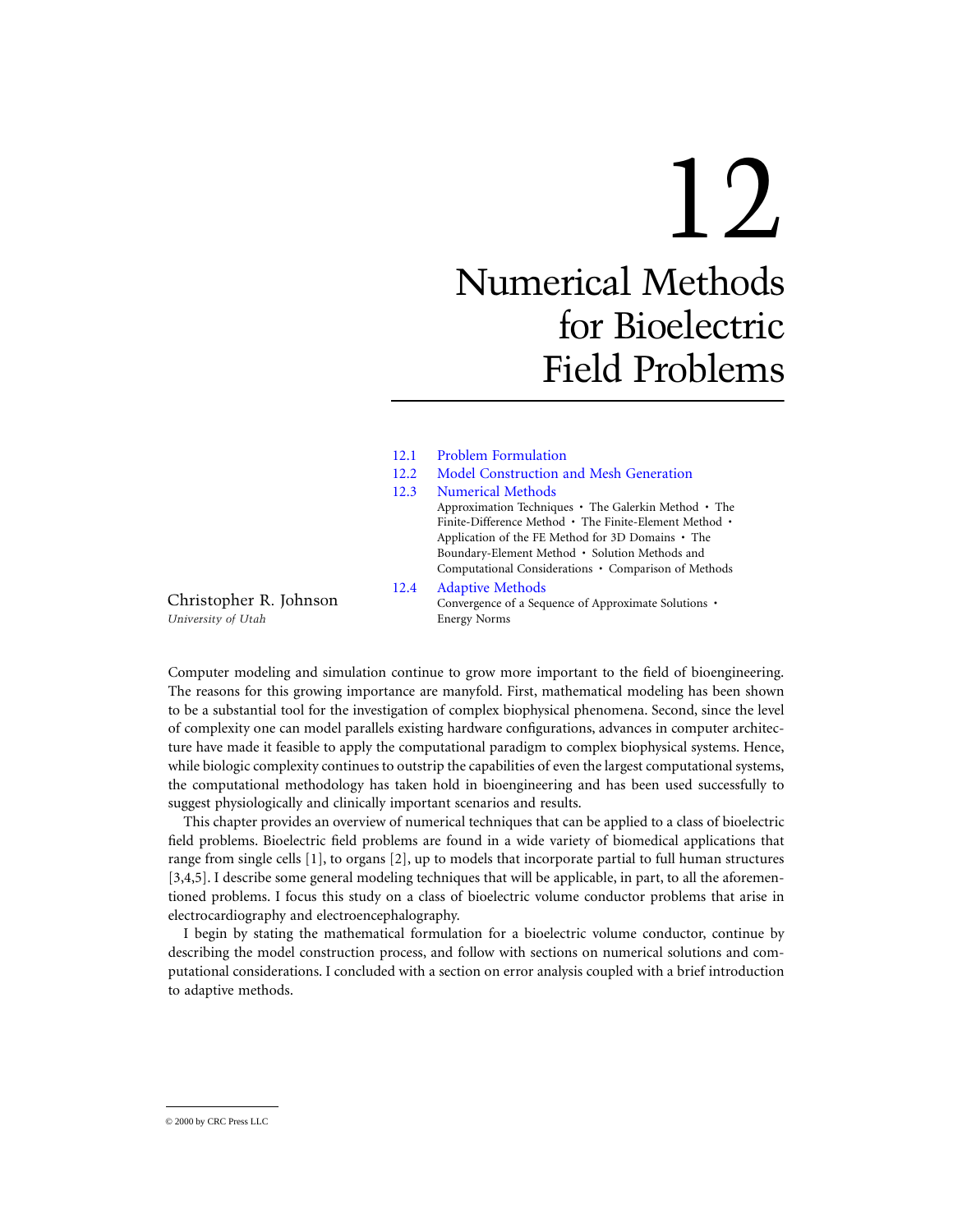# 12 Numerical Methods for Bioelectric Field Problems

Christopher R. Johnson
*University of Utah*

- 12.1 Problem Formulation
- 12.2 Model Construction and Mesh Generation
- 12.3 Numerical Methods
  Approximation Techniques • The Galerkin Method • The Finite-Difference Method • The Finite-Element Method • Application of the FE Method for 3D Domains • The Boundary-Element Method • Solution Methods and Computational Considerations • Comparison of Methods
- 12.4 Adaptive Methods
  Convergence of a Sequence of Approximate Solutions • Energy Norms

Computer modeling and simulation continue to grow more important to the field of bioengineering. The reasons for this growing importance are manyfold. First, mathematical modeling has been shown to be a substantial tool for the investigation of complex biophysical phenomena. Second, since the level of complexity one can model parallels existing hardware configurations, advances in computer architecture have made it feasible to apply the computational paradigm to complex biophysical systems. Hence, while biologic complexity continues to outstrip the capabilities of even the largest computational systems, the computational methodology has taken hold in bioengineering and has been used successfully to suggest physiologically and clinically important scenarios and results.

This chapter provides an overview of numerical techniques that can be applied to a class of bioelectric field problems. Bioelectric field problems are found in a wide variety of biomedical applications that range from single cells [1], to organs [2], up to models that incorporate partial to full human structures [3,4,5]. I describe some general modeling techniques that will be applicable, in part, to all the aforementioned problems. I focus this study on a class of bioelectric volume conductor problems that arise in electrocardiography and electroencephalography.

I begin by stating the mathematical formulation for a bioelectric volume conductor, continue by describing the model construction process, and follow with sections on numerical solutions and computational considerations. I concluded with a section on error analysis coupled with a brief introduction to adaptive methods.

© 2000 by CRC Press LLC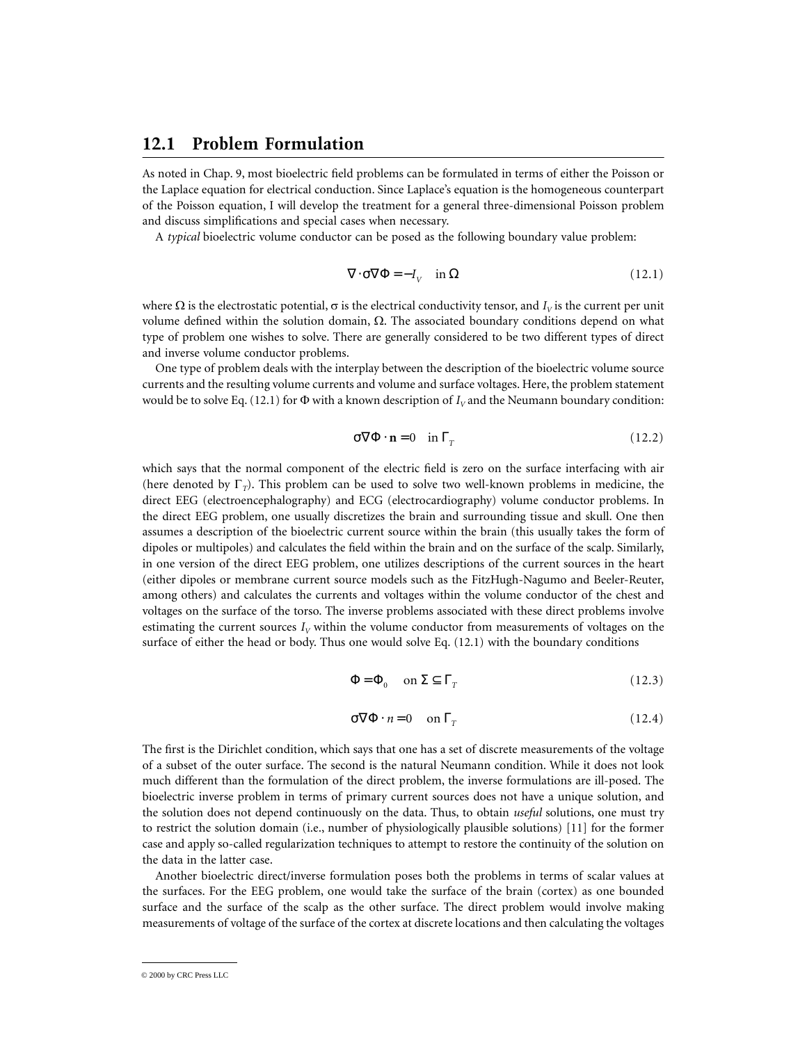## 12.1 Problem Formulation

As noted in Chap. 9, most bioelectric field problems can be formulated in terms of either the Poisson or the Laplace equation for electrical conduction. Since Laplace's equation is the homogeneous counterpart of the Poisson equation, I will develop the treatment for a general three-dimensional Poisson problem and discuss simplifications and special cases when necessary.

A *typical* bioelectric volume conductor can be posed as the following boundary value problem:

$$\nabla \cdot \sigma \nabla \Phi = -I_V \quad \text{in } \Omega \tag{12.1}$$

where $\Omega$ is the electrostatic potential, $\sigma$ is the electrical conductivity tensor, and $I_V$ is the current per unit volume defined within the solution domain, $\Omega$. The associated boundary conditions depend on what type of problem one wishes to solve. There are generally considered to be two different types of direct and inverse volume conductor problems.

One type of problem deals with the interplay between the description of the bioelectric volume source currents and the resulting volume currents and volume and surface voltages. Here, the problem statement would be to solve Eq. (12.1) for $\Phi$ with a known description of $I_V$ and the Neumann boundary condition:

$$\sigma \nabla \Phi \cdot \mathbf{n} = 0 \quad \text{in } \Gamma_T \tag{12.2}$$

which says that the normal component of the electric field is zero on the surface interfacing with air (here denoted by $\Gamma_T$). This problem can be used to solve two well-known problems in medicine, the direct EEG (electroencephalography) and ECG (electrocardiography) volume conductor problems. In the direct EEG problem, one usually discretizes the brain and surrounding tissue and skull. One then assumes a description of the bioelectric current source within the brain (this usually takes the form of dipoles or multipoles) and calculates the field within the brain and on the surface of the scalp. Similarly, in one version of the direct EEG problem, one utilizes descriptions of the current sources in the heart (either dipoles or membrane current source models such as the FitzHugh-Nagumo and Beeler-Reuter, among others) and calculates the currents and voltages within the volume conductor of the chest and voltages on the surface of the torso. The inverse problems associated with these direct problems involve estimating the current sources $I_V$ within the volume conductor from measurements of voltages on the surface of either the head or body. Thus one would solve Eq. (12.1) with the boundary conditions

$$\Phi = \Phi_0 \quad \text{on } \Sigma \subseteq \Gamma_T \tag{12.3}$$

$$\sigma \nabla \Phi \cdot n = 0 \quad \text{on } \Gamma_T \tag{12.4}$$

The first is the Dirichlet condition, which says that one has a set of discrete measurements of the voltage of a subset of the outer surface. The second is the natural Neumann condition. While it does not look much different than the formulation of the direct problem, the inverse formulations are ill-posed. The bioelectric inverse problem in terms of primary current sources does not have a unique solution, and the solution does not depend continuously on the data. Thus, to obtain *useful* solutions, one must try to restrict the solution domain (i.e., number of physiologically plausible solutions) [11] for the former case and apply so-called regularization techniques to attempt to restore the continuity of the solution on the data in the latter case.

Another bioelectric direct/inverse formulation poses both the problems in terms of scalar values at the surfaces. For the EEG problem, one would take the surface of the brain (cortex) as one bounded surface and the surface of the scalp as the other surface. The direct problem would involve making measurements of voltage of the surface of the cortex at discrete locations and then calculating the voltages

© 2000 by CRC Press LLC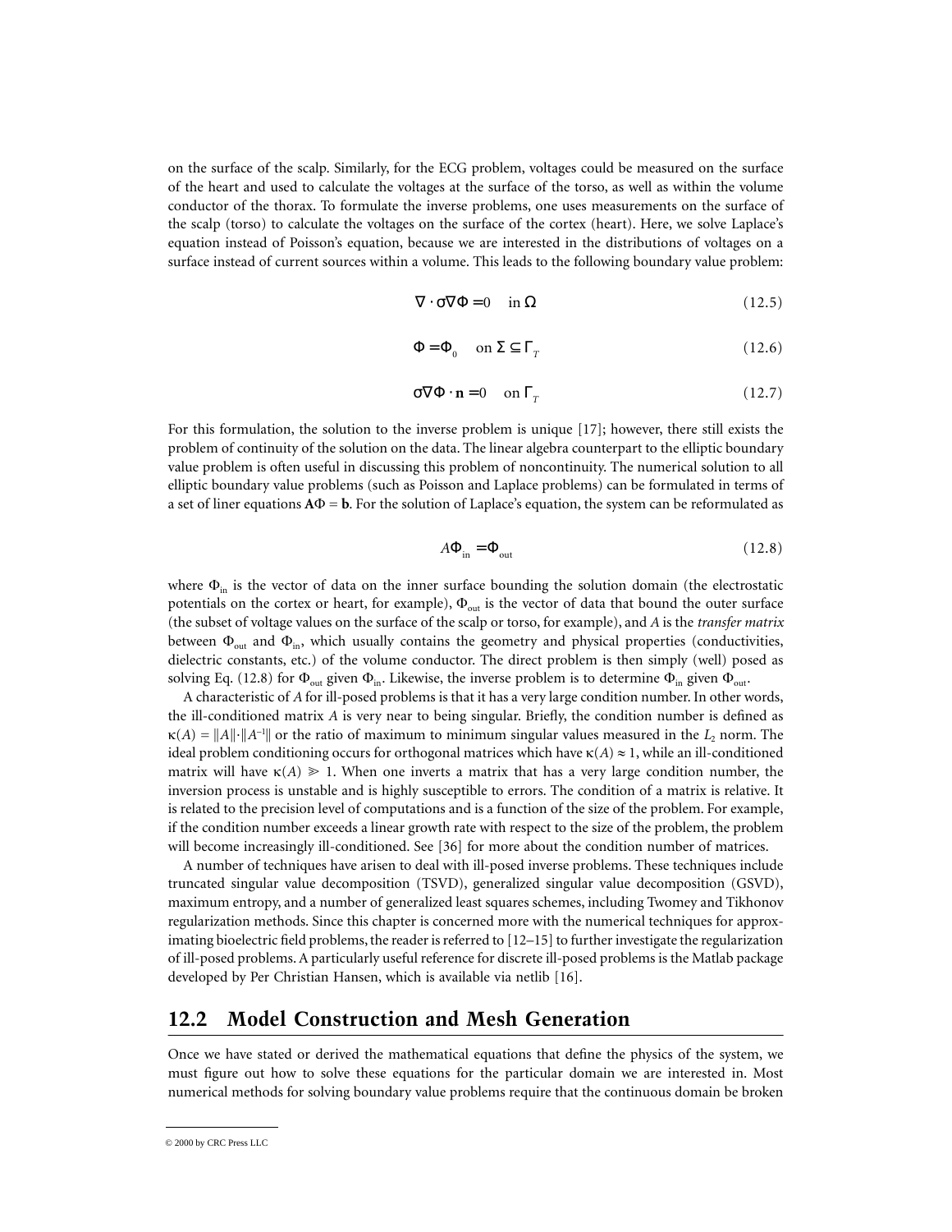on the surface of the scalp. Similarly, for the ECG problem, voltages could be measured on the surface of the heart and used to calculate the voltages at the surface of the torso, as well as within the volume conductor of the thorax. To formulate the inverse problems, one uses measurements on the surface of the scalp (torso) to calculate the voltages on the surface of the cortex (heart). Here, we solve Laplace's equation instead of Poisson's equation, because we are interested in the distributions of voltages on a surface instead of current sources within a volume. This leads to the following boundary value problem:

$$\nabla \cdot \sigma \nabla \Phi = 0 \quad \text{in } \Omega \tag{12.5}$$

$$\Phi = \Phi_0 \quad \text{on } \Sigma \subseteq \Gamma_T \tag{12.6}$$

$$\sigma \nabla \Phi \cdot \mathbf{n} = 0 \quad \text{on } \Gamma_T \tag{12.7}$$

For this formulation, the solution to the inverse problem is unique [17]; however, there still exists the problem of continuity of the solution on the data. The linear algebra counterpart to the elliptic boundary value problem is often useful in discussing this problem of noncontinuity. The numerical solution to all elliptic boundary value problems (such as Poisson and Laplace problems) can be formulated in terms of a set of liner equations $\mathbf{A}\Phi = \mathbf{b}$. For the solution of Laplace's equation, the system can be reformulated as

$$A\Phi_{\text{in}} = \Phi_{\text{out}} \tag{12.8}$$

where $\Phi_{\text{in}}$ is the vector of data on the inner surface bounding the solution domain (the electrostatic potentials on the cortex or heart, for example), $\Phi_{\text{out}}$ is the vector of data that bound the outer surface (the subset of voltage values on the surface of the scalp or torso, for example), and $A$ is the *transfer matrix* between $\Phi_{\text{out}}$ and $\Phi_{\text{in}}$, which usually contains the geometry and physical properties (conductivities, dielectric constants, etc.) of the volume conductor. The direct problem is then simply (well) posed as solving Eq. (12.8) for $\Phi_{\text{out}}$ given $\Phi_{\text{in}}$. Likewise, the inverse problem is to determine $\Phi_{\text{in}}$ given $\Phi_{\text{out}}$.

A characteristic of $A$ for ill-posed problems is that it has a very large condition number. In other words, the ill-conditioned matrix $A$ is very near to being singular. Briefly, the condition number is defined as $\kappa(A) = \|A\| \cdot \|A^{-1}\|$ or the ratio of maximum to minimum singular values measured in the $L_2$ norm. The ideal problem conditioning occurs for orthogonal matrices which have $\kappa(A) \approx 1$, while an ill-conditioned matrix will have $\kappa(A) \gg 1$. When one inverts a matrix that has a very large condition number, the inversion process is unstable and is highly susceptible to errors. The condition of a matrix is relative. It is related to the precision level of computations and is a function of the size of the problem. For example, if the condition number exceeds a linear growth rate with respect to the size of the problem, the problem will become increasingly ill-conditioned. See [36] for more about the condition number of matrices.

A number of techniques have arisen to deal with ill-posed inverse problems. These techniques include truncated singular value decomposition (TSVD), generalized singular value decomposition (GSVD), maximum entropy, and a number of generalized least squares schemes, including Twomey and Tikhonov regularization methods. Since this chapter is concerned more with the numerical techniques for approximating bioelectric field problems, the reader is referred to [12–15] to further investigate the regularization of ill-posed problems. A particularly useful reference for discrete ill-posed problems is the Matlab package developed by Per Christian Hansen, which is available via netlib [16].

## 12.2 Model Construction and Mesh Generation

Once we have stated or derived the mathematical equations that define the physics of the system, we must figure out how to solve these equations for the particular domain we are interested in. Most numerical methods for solving boundary value problems require that the continuous domain be broken

© 2000 by CRC Press LLC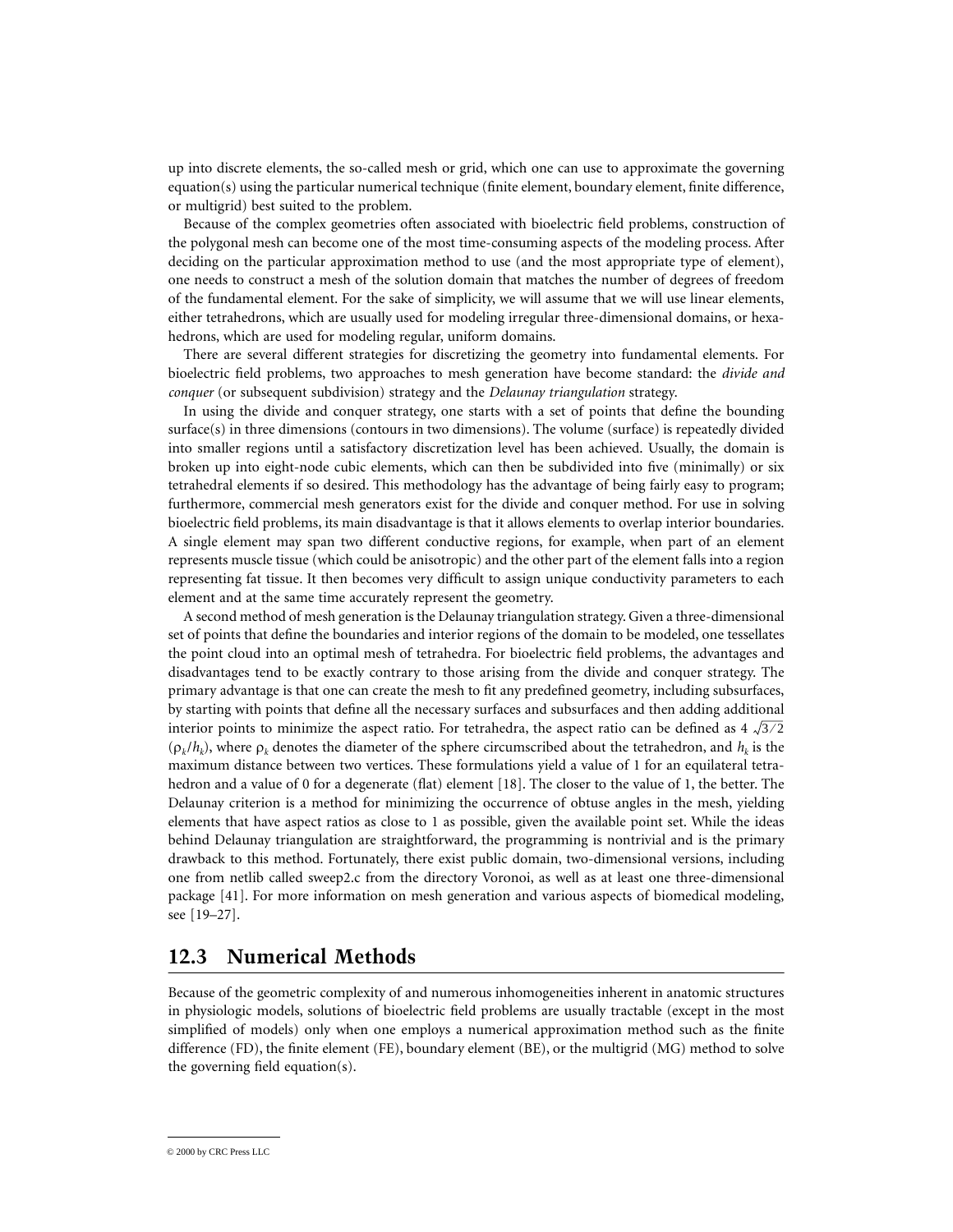up into discrete elements, the so-called mesh or grid, which one can use to approximate the governing equation(s) using the particular numerical technique (finite element, boundary element, finite difference, or multigrid) best suited to the problem.

Because of the complex geometries often associated with bioelectric field problems, construction of the polygonal mesh can become one of the most time-consuming aspects of the modeling process. After deciding on the particular approximation method to use (and the most appropriate type of element), one needs to construct a mesh of the solution domain that matches the number of degrees of freedom of the fundamental element. For the sake of simplicity, we will assume that we will use linear elements, either tetrahedrons, which are usually used for modeling irregular three-dimensional domains, or hexahedrons, which are used for modeling regular, uniform domains.

There are several different strategies for discretizing the geometry into fundamental elements. For bioelectric field problems, two approaches to mesh generation have become standard: the *divide and conquer* (or subsequent subdivision) strategy and the *Delaunay triangulation* strategy.

In using the divide and conquer strategy, one starts with a set of points that define the bounding surface(s) in three dimensions (contours in two dimensions). The volume (surface) is repeatedly divided into smaller regions until a satisfactory discretization level has been achieved. Usually, the domain is broken up into eight-node cubic elements, which can then be subdivided into five (minimally) or six tetrahedral elements if so desired. This methodology has the advantage of being fairly easy to program; furthermore, commercial mesh generators exist for the divide and conquer method. For use in solving bioelectric field problems, its main disadvantage is that it allows elements to overlap interior boundaries. A single element may span two different conductive regions, for example, when part of an element represents muscle tissue (which could be anisotropic) and the other part of the element falls into a region representing fat tissue. It then becomes very difficult to assign unique conductivity parameters to each element and at the same time accurately represent the geometry.

A second method of mesh generation is the Delaunay triangulation strategy. Given a three-dimensional set of points that define the boundaries and interior regions of the domain to be modeled, one tessellates the point cloud into an optimal mesh of tetrahedra. For bioelectric field problems, the advantages and disadvantages tend to be exactly contrary to those arising from the divide and conquer strategy. The primary advantage is that one can create the mesh to fit any predefined geometry, including subsurfaces, by starting with points that define all the necessary surfaces and subsurfaces and then adding additional interior points to minimize the aspect ratio. For tetrahedra, the aspect ratio can be defined as $4\sqrt{3/2}$ $(\rho_k/h_k)$, where $\rho_k$ denotes the diameter of the sphere circumscribed about the tetrahedron, and $h_k$ is the maximum distance between two vertices. These formulations yield a value of 1 for an equilateral tetrahedron and a value of 0 for a degenerate (flat) element [18]. The closer to the value of 1, the better. The Delaunay criterion is a method for minimizing the occurrence of obtuse angles in the mesh, yielding elements that have aspect ratios as close to 1 as possible, given the available point set. While the ideas behind Delaunay triangulation are straightforward, the programming is nontrivial and is the primary drawback to this method. Fortunately, there exist public domain, two-dimensional versions, including one from netlib called sweep2.c from the directory Voronoi, as well as at least one three-dimensional package [41]. For more information on mesh generation and various aspects of biomedical modeling, see [19–27].

## 12.3 Numerical Methods

Because of the geometric complexity of and numerous inhomogeneities inherent in anatomic structures in physiologic models, solutions of bioelectric field problems are usually tractable (except in the most simplified of models) only when one employs a numerical approximation method such as the finite difference (FD), the finite element (FE), boundary element (BE), or the multigrid (MG) method to solve the governing field equation(s).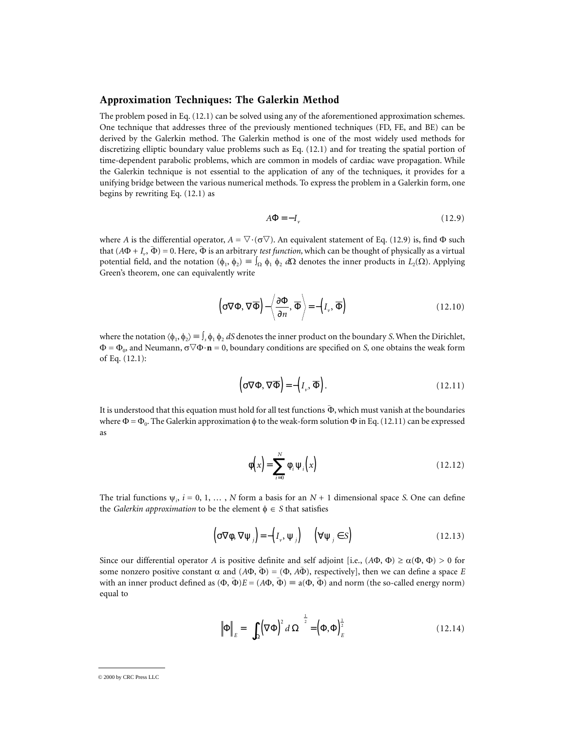## Approximation Techniques: The Galerkin Method

The problem posed in Eq. (12.1) can be solved using any of the aforementioned approximation schemes. One technique that addresses three of the previously mentioned techniques (FD, FE, and BE) can be derived by the Galerkin method. The Galerkin method is one of the most widely used methods for discretizing elliptic boundary value problems such as Eq. (12.1) and for treating the spatial portion of time-dependent parabolic problems, which are common in models of cardiac wave propagation. While the Galerkin technique is not essential to the application of any of the techniques, it provides for a unifying bridge between the various numerical methods. To express the problem in a Galerkin form, one begins by rewriting Eq. (12.1) as

$$A\Phi = -I_v \tag{12.9}$$

where $A$ is the differential operator, $A = \nabla\cdot(\sigma\nabla)$. An equivalent statement of Eq. (12.9) is, find $\Phi$ such that $(A\Phi + I_v, \bar{\Phi}) = 0$. Here, $\bar{\Phi}$ is an arbitrary *test function,* which can be thought of physically as a virtual potential field, and the notation $(\phi_1, \phi_2) \equiv \int_\Omega \phi_1\, \phi_2\, d\Omega$ denotes the inner products in $L_2(\Omega)$. Applying Green's theorem, one can equivalently write

$$\left(\sigma\nabla\Phi, \nabla\bar{\Phi}\right) - \left\langle \frac{\partial\Phi}{\partial n}, \bar{\Phi} \right\rangle = -\left(I_v, \bar{\Phi}\right) \tag{12.10}$$

where the notation $\langle\phi_1, \phi_2\rangle \equiv \int_s \phi_1\, \phi_2\, dS$ denotes the inner product on the boundary $S$. When the Dirichlet, $\Phi = \Phi_0$, and Neumann, $\sigma\nabla\Phi\cdot\mathbf{n} = 0$, boundary conditions are specified on $S$, one obtains the weak form of Eq. (12.1):

$$\left(\sigma\nabla\Phi, \nabla\bar{\Phi}\right) = -\left(I_v, \bar{\Phi}\right). \tag{12.11}$$

It is understood that this equation must hold for all test functions $\bar{\Phi}$, which must vanish at the boundaries where $\Phi = \Phi_0$. The Galerkin approximation $\phi$ to the weak-form solution $\Phi$ in Eq. (12.11) can be expressed as

$$\varphi\left(x\right) = \sum_{i=0}^{N} \varphi_i\, \psi_i\left(x\right) \tag{12.12}$$

The trial functions $\psi_i$, $i = 0, 1, \ldots, N$ form a basis for an $N + 1$ dimensional space $S$. One can define the *Galerkin approximation* to be the element $\phi \in S$ that satisfies

$$\left(\sigma\nabla\varphi, \nabla\psi_j\right) = -\left(I_v, \psi_j\right) \quad \left(\forall\psi_j \in S\right) \tag{12.13}$$

Since our differential operator $A$ is positive definite and self adjoint [i.e., $(A\Phi, \Phi) \geq \alpha(\Phi, \Phi) > 0$ for some nonzero positive constant $\alpha$ and $(A\Phi, \bar{\Phi}) = (\Phi, A\bar{\Phi})$, respectively], then we can define a space $E$ with an inner product defined as $(\Phi, \bar{\Phi})E = (A\Phi, \bar{\Phi}) \equiv a(\Phi, \bar{\Phi})$ and norm (the so-called energy norm) equal to

$$\left\|\Phi\right\|_E = \left[\int_\Omega \left(\nabla\Phi\right)^2 d\Omega\right]^{\frac{1}{2}} = \left(\Phi, \Phi\right)_E^{\frac{1}{2}} \tag{12.14}$$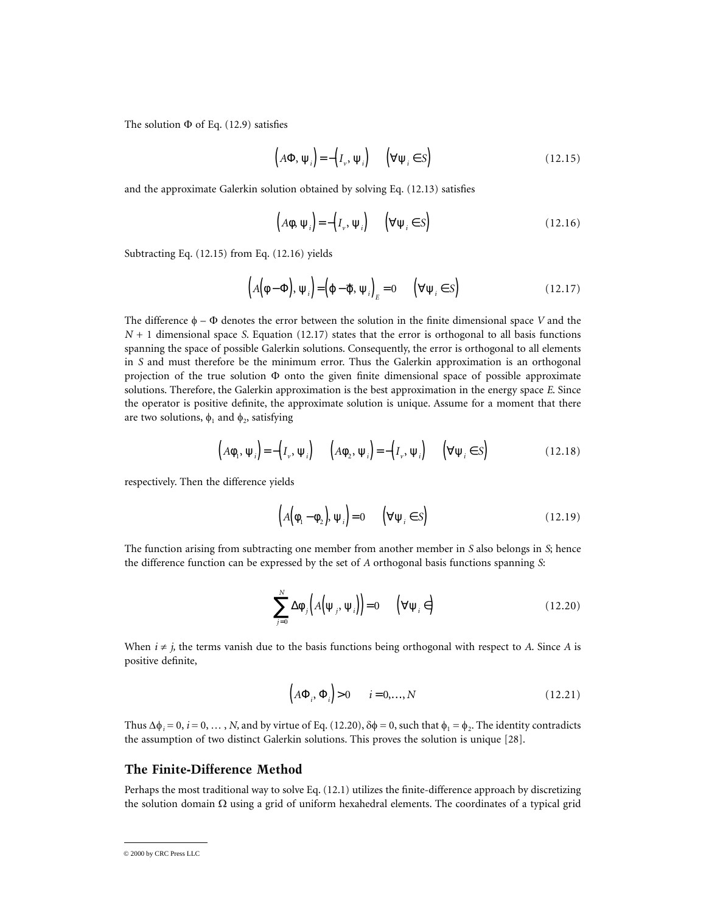The solution $\Phi$ of Eq. (12.9) satisfies

$$\left(A\Phi, \psi_i\right) = -\left(I_v, \psi_i\right) \qquad \left(\forall \psi_i \in S\right) \tag{12.15}$$

and the approximate Galerkin solution obtained by solving Eq. (12.13) satisfies

$$\left(A\phi, \psi_i\right) = -\left(I_v, \psi_i\right) \qquad \left(\forall \psi_i \in S\right) \tag{12.16}$$

Subtracting Eq. (12.15) from Eq. (12.16) yields

$$\left(A\left(\phi - \Phi\right), \psi_i\right) = \left(\phi - \Phi, \psi_i\right)_E = 0 \qquad \left(\forall \psi_i \in S\right) \tag{12.17}$$

The difference $\phi - \Phi$ denotes the error between the solution in the finite dimensional space $V$ and the $N + 1$ dimensional space $S$. Equation (12.17) states that the error is orthogonal to all basis functions spanning the space of possible Galerkin solutions. Consequently, the error is orthogonal to all elements in $S$ and must therefore be the minimum error. Thus the Galerkin approximation is an orthogonal projection of the true solution $\Phi$ onto the given finite dimensional space of possible approximate solutions. Therefore, the Galerkin approximation is the best approximation in the energy space $E$. Since the operator is positive definite, the approximate solution is unique. Assume for a moment that there are two solutions, $\phi_1$ and $\phi_2$, satisfying

$$\left(A\phi_1, \psi_i\right) = -\left(I_v, \psi_i\right) \qquad \left(A\phi_2, \psi_i\right) = -\left(I_v, \psi_i\right) \qquad \left(\forall \psi_i \in S\right) \tag{12.18}$$

respectively. Then the difference yields

$$\left(A\left(\phi_1 - \phi_2\right), \psi_i\right) = 0 \qquad \left(\forall \psi_i \in S\right) \tag{12.19}$$

The function arising from subtracting one member from another member in $S$ also belongs in $S$; hence the difference function can be expressed by the set of $A$ orthogonal basis functions spanning $S$:

$$\sum_{j=0}^{N} \Delta\phi_j \left(A\left(\psi_j, \psi_i\right)\right) = 0 \qquad \left(\forall \psi_i \in\right) \tag{12.20}$$

When $i \neq j$, the terms vanish due to the basis functions being orthogonal with respect to $A$. Since $A$ is positive definite,

$$\left(A\Phi_i, \Phi_i\right) > 0 \qquad i = 0, \ldots, N \tag{12.21}$$

Thus $\Delta\phi_i = 0$, $i = 0, \ldots, N$, and by virtue of Eq. (12.20), $\delta\phi = 0$, such that $\phi_1 = \phi_2$. The identity contradicts the assumption of two distinct Galerkin solutions. This proves the solution is unique [28].

## The Finite-Difference Method

Perhaps the most traditional way to solve Eq. (12.1) utilizes the finite-difference approach by discretizing the solution domain $\Omega$ using a grid of uniform hexahedral elements. The coordinates of a typical grid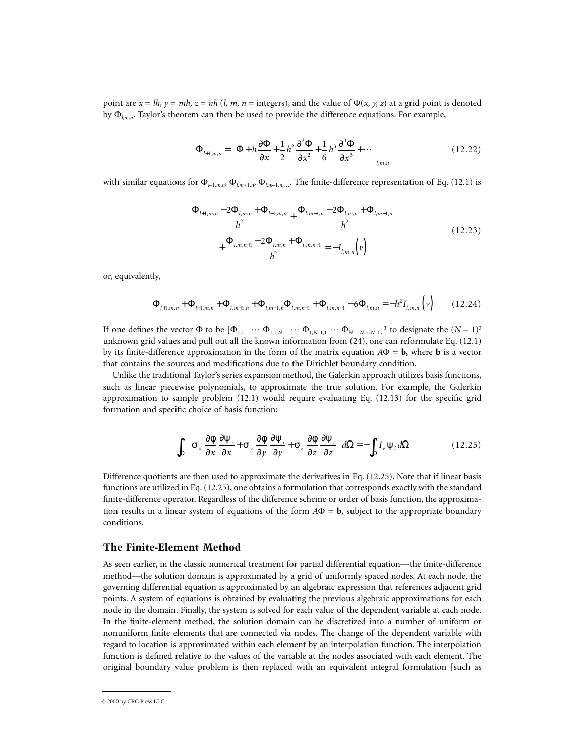point are $x = lh$, $y = mh$, $z = nh$ ($l$, $m$, $n$ = integers), and the value of $\Phi(x, y, z)$ at a grid point is denoted by $\Phi_{l,m,n}$. Taylor's theorem can then be used to provide the difference equations. For example,

$$\Phi_{l+1,m,n} = \left. \Phi + h\frac{\partial \Phi}{\partial x} + \frac{1}{2}h^2\frac{\partial^2 \Phi}{\partial x^2} + \frac{1}{6}h^3\frac{\partial^3 \Phi}{\partial x^3} + \cdots \right|_{l,m,n} \tag{12.22}$$

with similar equations for $\Phi_{l-1,m,n}$, $\Phi_{l,m+1,n}$, $\Phi_{l,m-1,n,\ldots}$. The finite-difference representation of Eq. (12.1) is

$$\begin{aligned} &\frac{\Phi_{l+1,m,n} - 2\Phi_{l,m,n} + \Phi_{l-1,m,n}}{h^2} + \frac{\Phi_{l,m+1,n} - 2\Phi_{l,m,n} + \Phi_{l,m-1,n}}{h^2} \\ &+ \frac{\Phi_{l,m,n+1} - 2\Phi_{l,m,n} + \Phi_{l,m,n-1}}{h^2} = -I_{l,m,n}(v) \end{aligned} \tag{12.23}$$

or, equivalently,

$$\Phi_{l+1,m,n} + \Phi_{l-1,m,n} + \Phi_{l,m+1,n} + \Phi_{l,m-1,n}\Phi_{l,m,n+1} + \Phi_{l,m,n-1} - 6\Phi_{l,m,n} = -h^2 I_{l,m,n}(v) \tag{12.24}$$

If one defines the vector $\Phi$ to be $[\Phi_{1,1,1} \cdots \Phi_{1,1,N-1} \cdots \Phi_{1,N-1,1} \cdots \Phi_{N-1,N-1,N-1}]^T$ to designate the $(N-1)^3$ unknown grid values and pull out all the known information from (24), one can reformulate Eq. (12.1) by its finite-difference approximation in the form of the matrix equation $A\Phi = \mathbf{b}$, where $\mathbf{b}$ is a vector that contains the sources and modifications due to the Dirichlet boundary condition.

Unlike the traditional Taylor's series expansion method, the Galerkin approach utilizes basis functions, such as linear piecewise polynomials, to approximate the true solution. For example, the Galerkin approximation to sample problem (12.1) would require evaluating Eq. (12.13) for the specific grid formation and specific choice of basis function:

$$\int_\Omega \left( \sigma_x \frac{\partial \phi}{\partial x}\frac{\partial \psi_i}{\partial x} + \sigma_y \frac{\partial \phi}{\partial y}\frac{\partial \psi_i}{\partial y} + \sigma_z \frac{\partial \phi}{\partial z}\frac{\partial \psi_i}{\partial z} \right) d\Omega = -\int_\Omega I_v \psi_i \, d\Omega \tag{12.25}$$

Difference quotients are then used to approximate the derivatives in Eq. (12.25). Note that if linear basis functions are utilized in Eq. (12.25), one obtains a formulation that corresponds exactly with the standard finite-difference operator. Regardless of the difference scheme or order of basis function, the approximation results in a linear system of equations of the form $A\Phi = \mathbf{b}$, subject to the appropriate boundary conditions.

## The Finite-Element Method

As seen earlier, in the classic numerical treatment for partial differential equation—the finite-difference method—the solution domain is approximated by a grid of uniformly spaced nodes. At each node, the governing differential equation is approximated by an algebraic expression that references adjacent grid points. A system of equations is obtained by evaluating the previous algebraic approximations for each node in the domain. Finally, the system is solved for each value of the dependent variable at each node. In the finite-element method, the solution domain can be discretized into a number of uniform or nonuniform finite elements that are connected via nodes. The change of the dependent variable with regard to location is approximated within each element by an interpolation function. The interpolation function is defined relative to the values of the variable at the nodes associated with each element. The original boundary value problem is then replaced with an equivalent integral formulation [such as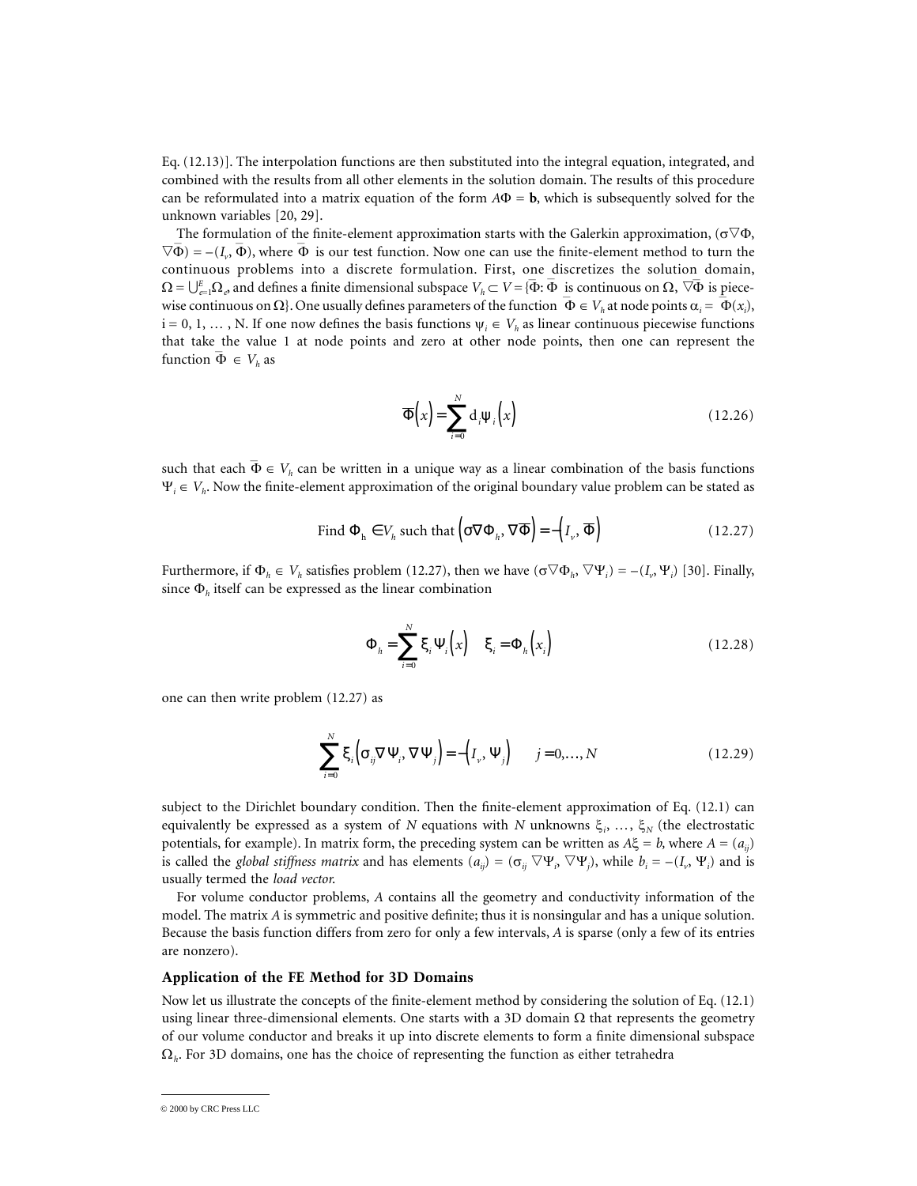Eq. (12.13)]. The interpolation functions are then substituted into the integral equation, integrated, and combined with the results from all other elements in the solution domain. The results of this procedure can be reformulated into a matrix equation of the form $A\Phi = \mathbf{b}$, which is subsequently solved for the unknown variables [20, 29].

The formulation of the finite-element approximation starts with the Galerkin approximation, $(\sigma\nabla\Phi, \nabla\bar{\Phi}) = -(I_v, \bar{\Phi})$, where $\bar{\Phi}$ is our test function. Now one can use the finite-element method to turn the continuous problems into a discrete formulation. First, one discretizes the solution domain, $\Omega = \bigcup_{e=1}^{E}\Omega_e$, and defines a finite dimensional subspace $V_h \subset V = \{\bar{\Phi}: \bar{\Phi}$ is continuous on $\Omega$, $\nabla\bar{\Phi}$ is piecewise continuous on $\Omega\}$. One usually defines parameters of the function $\bar{\Phi} \in V_h$ at node points $\alpha_i = \bar{\Phi}(x_i)$, i = 0, 1, … , N. If one now defines the basis functions $\psi_i \in V_h$ as linear continuous piecewise functions that take the value 1 at node points and zero at other node points, then one can represent the function $\bar{\Phi} \in V_h$ as

$$\bar{\Phi}(x) = \sum_{i=0}^{N} \mathrm{d}_i \psi_i(x) \tag{12.26}$$

such that each $\bar{\Phi} \in V_h$ can be written in a unique way as a linear combination of the basis functions $\Psi_i \in V_h$. Now the finite-element approximation of the original boundary value problem can be stated as

$$\text{Find } \Phi_h \in V_h \text{ such that } (\sigma\nabla\Phi_h, \nabla\bar{\Phi}) = -(I_v, \bar{\Phi}) \tag{12.27}$$

Furthermore, if $\Phi_h \in V_h$ satisfies problem (12.27), then we have $(\sigma\nabla\Phi_h, \nabla\Psi_i) = -(I_v, \Psi_i)$ [30]. Finally, since $\Phi_h$ itself can be expressed as the linear combination

$$\Phi_h = \sum_{i=0}^{N} \xi_i \Psi_i(x) \quad \xi_i = \Phi_h(x_i) \tag{12.28}$$

one can then write problem (12.27) as

$$\sum_{i=0}^{N} \xi_i (\sigma_{ij}\nabla\Psi_i, \nabla\Psi_j) = -(I_v, \Psi_j) \qquad j = 0, \ldots, N \tag{12.29}$$

subject to the Dirichlet boundary condition. Then the finite-element approximation of Eq. (12.1) can equivalently be expressed as a system of $N$ equations with $N$ unknowns $\xi_i, \ldots, \xi_N$ (the electrostatic potentials, for example). In matrix form, the preceding system can be written as $A\xi = b$, where $A = (a_{ij})$ is called the *global stiffness matrix* and has elements $(a_{ij}) = (\sigma_{ij}\nabla\Psi_i, \nabla\Psi_j)$, while $b_i = -(I_v, \Psi_i)$ and is usually termed the *load vector*.

For volume conductor problems, $A$ contains all the geometry and conductivity information of the model. The matrix $A$ is symmetric and positive definite; thus it is nonsingular and has a unique solution. Because the basis function differs from zero for only a few intervals, $A$ is sparse (only a few of its entries are nonzero).

### Application of the FE Method for 3D Domains

Now let us illustrate the concepts of the finite-element method by considering the solution of Eq. (12.1) using linear three-dimensional elements. One starts with a 3D domain $\Omega$ that represents the geometry of our volume conductor and breaks it up into discrete elements to form a finite dimensional subspace $\Omega_h$. For 3D domains, one has the choice of representing the function as either tetrahedra

© 2000 by CRC Press LLC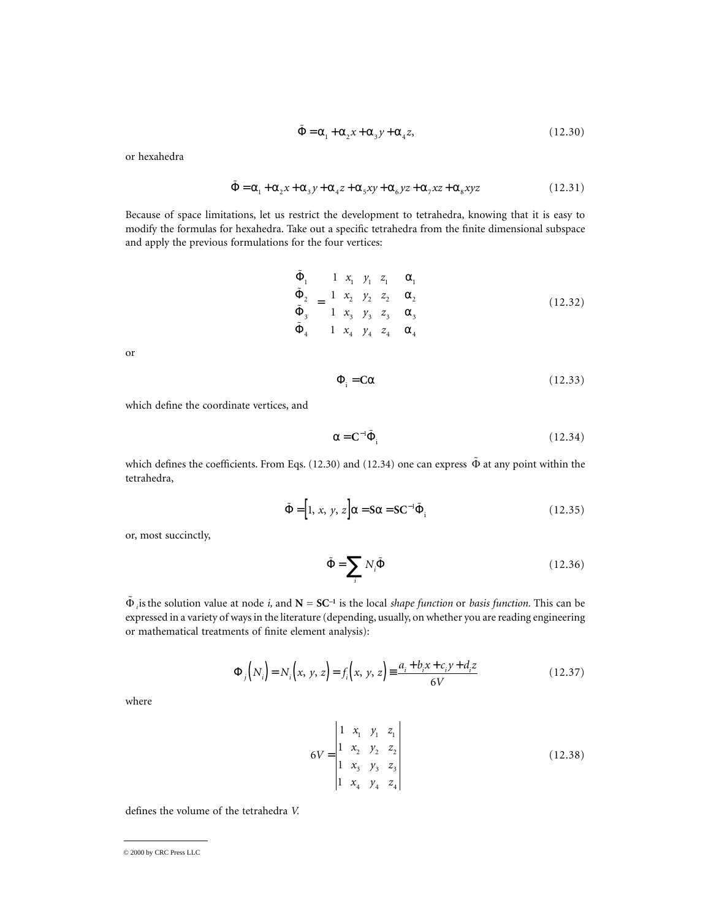$$\tilde{\Phi} = \alpha_1 + \alpha_2 x + \alpha_3 y + \alpha_4 z, \tag{12.30}$$

or hexahedra

$$\tilde{\Phi} = \alpha_1 + \alpha_2 x + \alpha_3 y + \alpha_4 z + \alpha_5 xy + \alpha_6 yz + \alpha_7 xz + \alpha_8 xyz \tag{12.31}$$

Because of space limitations, let us restrict the development to tetrahedra, knowing that it is easy to modify the formulas for hexahedra. Take out a specific tetrahedra from the finite dimensional subspace and apply the previous formulations for the four vertices:

$$\begin{matrix} \tilde{\Phi}_1 \\ \tilde{\Phi}_2 \\ \tilde{\Phi}_3 \\ \tilde{\Phi}_4 \end{matrix} = \begin{matrix} 1 & x_1 & y_1 & z_1 \\ 1 & x_2 & y_2 & z_2 \\ 1 & x_3 & y_3 & z_3 \\ 1 & x_4 & y_4 & z_4 \end{matrix} \quad \begin{matrix} \alpha_1 \\ \alpha_2 \\ \alpha_3 \\ \alpha_4 \end{matrix} \tag{12.32}$$

or

$$\Phi_i = \mathbf{C}\alpha \tag{12.33}$$

which define the coordinate vertices, and

$$\alpha = \mathbf{C}^{-1}\tilde{\Phi}_i \tag{12.34}$$

which defines the coefficients. From Eqs. (12.30) and (12.34) one can express $\tilde{\Phi}$ at any point within the tetrahedra,

$$\tilde{\Phi} = \left[1, x, y, z\right]\alpha = \mathbf{S}\alpha = \mathbf{S}\mathbf{C}^{-1}\tilde{\Phi}_i \tag{12.35}$$

or, most succinctly,

$$\tilde{\Phi} = \sum_i N_i \tilde{\Phi} \tag{12.36}$$

$\tilde{\Phi}_i$ is the solution value at node *i,* and $\mathbf{N} = \mathbf{S}\mathbf{C}^{-1}$ is the local *shape function* or *basis function*. This can be expressed in a variety of ways in the literature (depending, usually, on whether you are reading engineering or mathematical treatments of finite element analysis):

$$\Phi_j\left(N_i\right) = N_i\left(x, y, z\right) = f_i\left(x, y, z\right) \equiv \frac{a_i + b_i x + c_i y + d_i z}{6V} \tag{12.37}$$

where

$$6V = \begin{vmatrix} 1 & x_1 & y_1 & z_1 \\ 1 & x_2 & y_2 & z_2 \\ 1 & x_3 & y_3 & z_3 \\ 1 & x_4 & y_4 & z_4 \end{vmatrix} \tag{12.38}$$

defines the volume of the tetrahedra *V.*

© 2000 by CRC Press LLC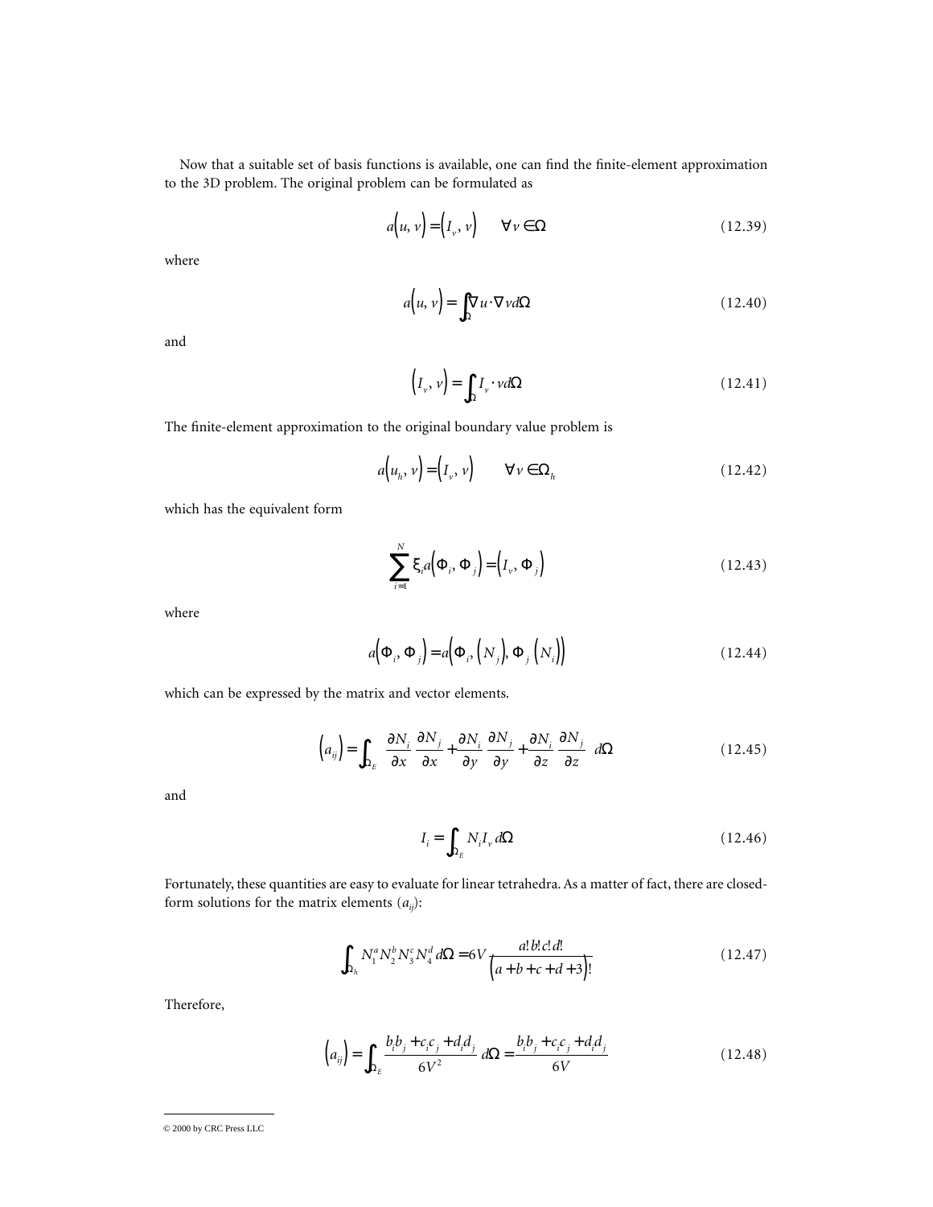Now that a suitable set of basis functions is available, one can find the finite-element approximation to the 3D problem. The original problem can be formulated as

$$a(u, v) = (I_v, v) \qquad \forall v \in \Omega \tag{12.39}$$

where

$$a(u, v) = \int_\Omega \nabla u \cdot \nabla v d\Omega \tag{12.40}$$

and

$$(I_v, v) = \int_\Omega I_v \cdot v d\Omega \tag{12.41}$$

The finite-element approximation to the original boundary value problem is

$$a(u_h, v) = (I_v, v) \qquad \forall v \in \Omega_h \tag{12.42}$$

which has the equivalent form

$$\sum_{i=1}^{N} \xi_i a(\Phi_i, \Phi_j) = (I_v, \Phi_j) \tag{12.43}$$

where

$$a(\Phi_i, \Phi_j) = a(\Phi_i, (N_j), \Phi_j (N_i)) \tag{12.44}$$

which can be expressed by the matrix and vector elements.

$$(a_{ij}) = \int_{\Omega_E} \left( \frac{\partial N_i}{\partial x} \frac{\partial N_j}{\partial x} + \frac{\partial N_i}{\partial y} \frac{\partial N_j}{\partial y} + \frac{\partial N_i}{\partial z} \frac{\partial N_j}{\partial z} \right) d\Omega \tag{12.45}$$

and

$$I_i = \int_{\Omega_E} N_i I_v d\Omega \tag{12.46}$$

Fortunately, these quantities are easy to evaluate for linear tetrahedra. As a matter of fact, there are closed-form solutions for the matrix elements ($a_{ij}$):

$$\int_{\Omega_h} N_1^a N_2^b N_3^c N_4^d d\Omega = 6V \frac{a!b!c!d!}{(a+b+c+d+3)!} \tag{12.47}$$

Therefore,

$$(a_{ij}) = \int_{\Omega_E} \frac{b_i b_j + c_i c_j + d_i d_j}{6V^2} d\Omega = \frac{b_i b_j + c_i c_j + d_i d_j}{6V} \tag{12.48}$$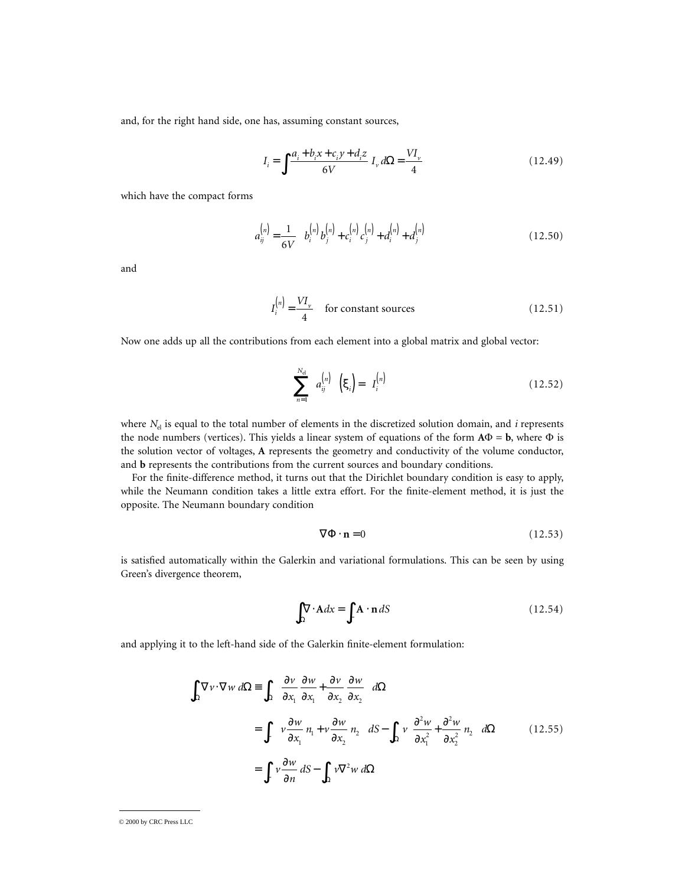and, for the right hand side, one has, assuming constant sources,

$$I_i = \int \frac{a_i + b_i x + c_i y + d_i z}{6V} I_v \, d\Omega = \frac{VI_v}{4} \tag{12.49}$$

which have the compact forms

$$a_{ij}^{(n)} = \frac{1}{6V} \left( b_i^{(n)} b_j^{(n)} + c_i^{(n)} c_j^{(n)} + d_i^{(n)} + d_j^{(n)} \right) \tag{12.50}$$

and

$$I_i^{(n)} = \frac{VI_v}{4} \quad \text{for constant sources} \tag{12.51}$$

Now one adds up all the contributions from each element into a global matrix and global vector:

$$\sum_{n=1}^{N_{el}} \left[ a_{ij}^{(n)} \right] \left( \xi_i \right) = \left[ I_i^{(n)} \right] \tag{12.52}$$

where $N_{el}$ is equal to the total number of elements in the discretized solution domain, and $i$ represents the node numbers (vertices). This yields a linear system of equations of the form $\mathbf{A}\Phi = \mathbf{b}$, where $\Phi$ is the solution vector of voltages, $\mathbf{A}$ represents the geometry and conductivity of the volume conductor, and $\mathbf{b}$ represents the contributions from the current sources and boundary conditions.

For the finite-difference method, it turns out that the Dirichlet boundary condition is easy to apply, while the Neumann condition takes a little extra effort. For the finite-element method, it is just the opposite. The Neumann boundary condition

$$\nabla \Phi \cdot \mathbf{n} = 0 \tag{12.53}$$

is satisfied automatically within the Galerkin and variational formulations. This can be seen by using Green's divergence theorem,

$$\int_\Omega \nabla \cdot \mathbf{A} dx = \int_\Gamma \mathbf{A} \cdot \mathbf{n} \, dS \tag{12.54}$$

and applying it to the left-hand side of the Galerkin finite-element formulation:

$$\begin{aligned}
\int_\Omega \nabla v \cdot \nabla w \, d\Omega &\equiv \int_\Omega \left( \frac{\partial v}{\partial x_1}\frac{\partial w}{\partial x_1} + \frac{\partial v}{\partial x_2}\frac{\partial w}{\partial x_2} \right) d\Omega \\
&= \int_\Gamma \left( v\frac{\partial w}{\partial x_1} n_1 + v\frac{\partial w}{\partial x_2} n_2 \right) dS - \int_\Omega v \left( \frac{\partial^2 w}{\partial x_1^2} + \frac{\partial^2 w}{\partial x_2^2} n_2 \right) d\Omega \\
&= \int_\Gamma v \frac{\partial w}{\partial n} dS - \int_\Omega v \nabla^2 w \, d\Omega
\end{aligned} \tag{12.55}$$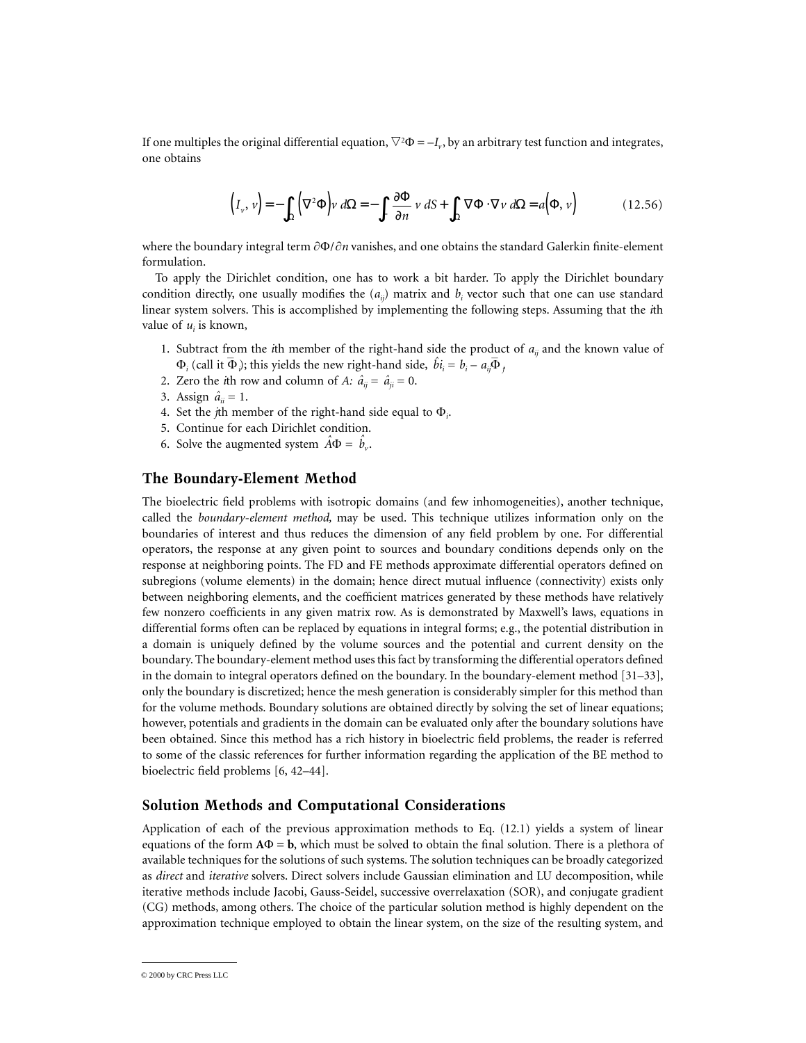If one multiplies the original differential equation, $\nabla^2\Phi = -I_v$, by an arbitrary test function and integrates, one obtains

$$\left(I_v, v\right) = -\int_\Omega \left(\nabla^2\Phi\right) v \, d\Omega = -\int \frac{\partial \Phi}{\partial n} v \, dS + \int_\Omega \nabla\Phi \cdot \nabla v \, d\Omega = a\left(\Phi, v\right) \qquad (12.56)$$

where the boundary integral term $\partial\Phi/\partial n$ vanishes, and one obtains the standard Galerkin finite-element formulation.

To apply the Dirichlet condition, one has to work a bit harder. To apply the Dirichlet boundary condition directly, one usually modifies the $(a_{ij})$ matrix and $b_i$ vector such that one can use standard linear system solvers. This is accomplished by implementing the following steps. Assuming that the $i$th value of $u_i$ is known,

1. Subtract from the $i$th member of the right-hand side the product of $a_{ij}$ and the known value of $\Phi_i$ (call it $\bar{\Phi}_i$); this yields the new right-hand side, $\hat{b}i_i = b_i - a_{ij}\bar{\Phi}_j$.
2. Zero the $i$th row and column of $A$: $\hat{a}_{ij} = \hat{a}_{ji} = 0$.
3. Assign $\hat{a}_{ii} = 1$.
4. Set the $j$th member of the right-hand side equal to $\Phi_i$.
5. Continue for each Dirichlet condition.
6. Solve the augmented system $\hat{A}\Phi = \hat{b}_v$.

## The Boundary-Element Method

The bioelectric field problems with isotropic domains (and few inhomogeneities), another technique, called the *boundary-element method,* may be used. This technique utilizes information only on the boundaries of interest and thus reduces the dimension of any field problem by one. For differential operators, the response at any given point to sources and boundary conditions depends only on the response at neighboring points. The FD and FE methods approximate differential operators defined on subregions (volume elements) in the domain; hence direct mutual influence (connectivity) exists only between neighboring elements, and the coefficient matrices generated by these methods have relatively few nonzero coefficients in any given matrix row. As is demonstrated by Maxwell's laws, equations in differential forms often can be replaced by equations in integral forms; e.g., the potential distribution in a domain is uniquely defined by the volume sources and the potential and current density on the boundary. The boundary-element method uses this fact by transforming the differential operators defined in the domain to integral operators defined on the boundary. In the boundary-element method [31–33], only the boundary is discretized; hence the mesh generation is considerably simpler for this method than for the volume methods. Boundary solutions are obtained directly by solving the set of linear equations; however, potentials and gradients in the domain can be evaluated only after the boundary solutions have been obtained. Since this method has a rich history in bioelectric field problems, the reader is referred to some of the classic references for further information regarding the application of the BE method to bioelectric field problems [6, 42–44].

## Solution Methods and Computational Considerations

Application of each of the previous approximation methods to Eq. (12.1) yields a system of linear equations of the form $\mathbf{A}\Phi = \mathbf{b}$, which must be solved to obtain the final solution. There is a plethora of available techniques for the solutions of such systems. The solution techniques can be broadly categorized as *direct* and *iterative* solvers. Direct solvers include Gaussian elimination and LU decomposition, while iterative methods include Jacobi, Gauss-Seidel, successive overrelaxation (SOR), and conjugate gradient (CG) methods, among others. The choice of the particular solution method is highly dependent on the approximation technique employed to obtain the linear system, on the size of the resulting system, and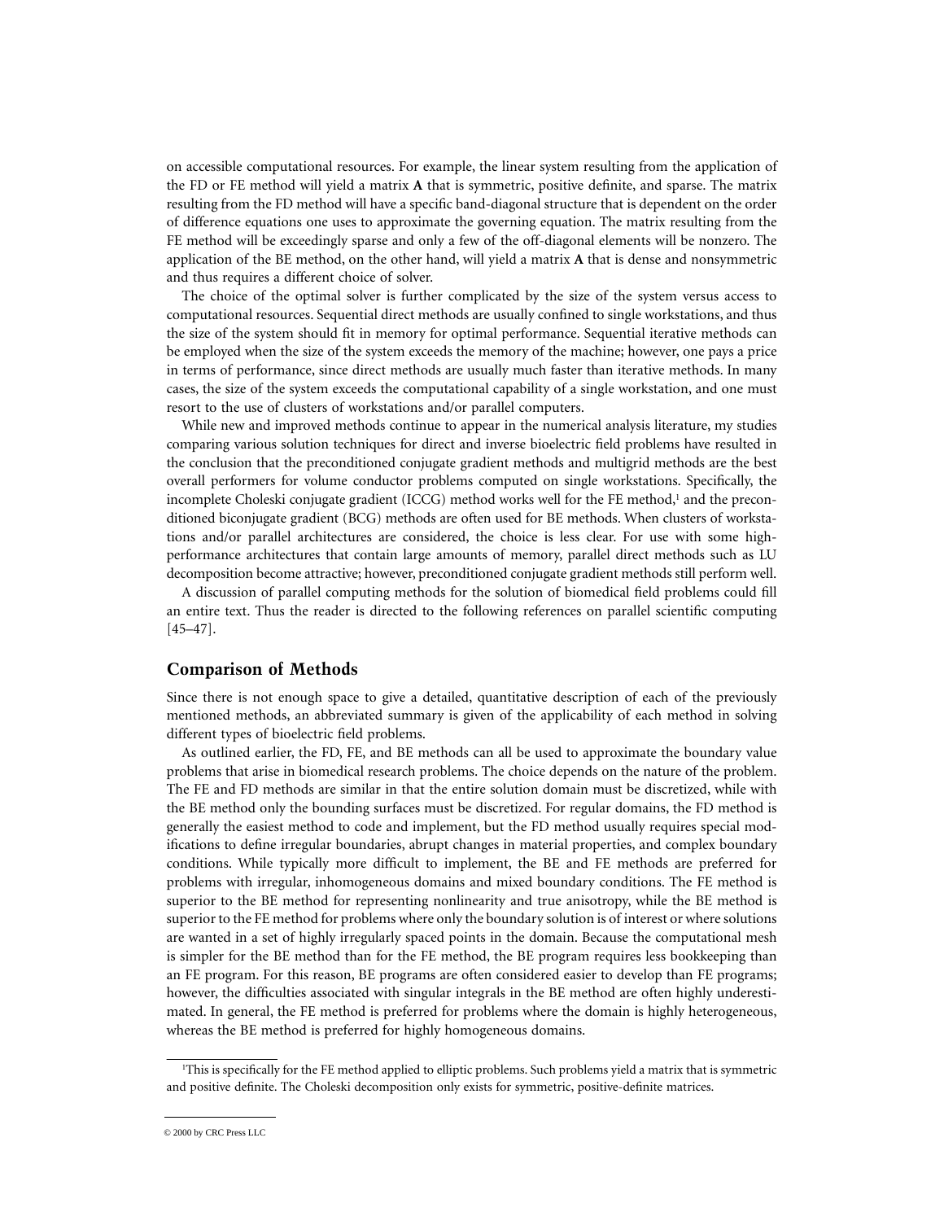on accessible computational resources. For example, the linear system resulting from the application of the FD or FE method will yield a matrix **A** that is symmetric, positive definite, and sparse. The matrix resulting from the FD method will have a specific band-diagonal structure that is dependent on the order of difference equations one uses to approximate the governing equation. The matrix resulting from the FE method will be exceedingly sparse and only a few of the off-diagonal elements will be nonzero. The application of the BE method, on the other hand, will yield a matrix **A** that is dense and nonsymmetric and thus requires a different choice of solver.

The choice of the optimal solver is further complicated by the size of the system versus access to computational resources. Sequential direct methods are usually confined to single workstations, and thus the size of the system should fit in memory for optimal performance. Sequential iterative methods can be employed when the size of the system exceeds the memory of the machine; however, one pays a price in terms of performance, since direct methods are usually much faster than iterative methods. In many cases, the size of the system exceeds the computational capability of a single workstation, and one must resort to the use of clusters of workstations and/or parallel computers.

While new and improved methods continue to appear in the numerical analysis literature, my studies comparing various solution techniques for direct and inverse bioelectric field problems have resulted in the conclusion that the preconditioned conjugate gradient methods and multigrid methods are the best overall performers for volume conductor problems computed on single workstations. Specifically, the incomplete Choleski conjugate gradient (ICCG) method works well for the FE method,[1] and the preconditioned biconjugate gradient (BCG) methods are often used for BE methods. When clusters of workstations and/or parallel architectures are considered, the choice is less clear. For use with some high-performance architectures that contain large amounts of memory, parallel direct methods such as LU decomposition become attractive; however, preconditioned conjugate gradient methods still perform well.

A discussion of parallel computing methods for the solution of biomedical field problems could fill an entire text. Thus the reader is directed to the following references on parallel scientific computing [45–47].

## Comparison of Methods

Since there is not enough space to give a detailed, quantitative description of each of the previously mentioned methods, an abbreviated summary is given of the applicability of each method in solving different types of bioelectric field problems.

As outlined earlier, the FD, FE, and BE methods can all be used to approximate the boundary value problems that arise in biomedical research problems. The choice depends on the nature of the problem. The FE and FD methods are similar in that the entire solution domain must be discretized, while with the BE method only the bounding surfaces must be discretized. For regular domains, the FD method is generally the easiest method to code and implement, but the FD method usually requires special modifications to define irregular boundaries, abrupt changes in material properties, and complex boundary conditions. While typically more difficult to implement, the BE and FE methods are preferred for problems with irregular, inhomogeneous domains and mixed boundary conditions. The FE method is superior to the BE method for representing nonlinearity and true anisotropy, while the BE method is superior to the FE method for problems where only the boundary solution is of interest or where solutions are wanted in a set of highly irregularly spaced points in the domain. Because the computational mesh is simpler for the BE method than for the FE method, the BE program requires less bookkeeping than an FE program. For this reason, BE programs are often considered easier to develop than FE programs; however, the difficulties associated with singular integrals in the BE method are often highly underestimated. In general, the FE method is preferred for problems where the domain is highly heterogeneous, whereas the BE method is preferred for highly homogeneous domains.

[1] This is specifically for the FE method applied to elliptic problems. Such problems yield a matrix that is symmetric and positive definite. The Choleski decomposition only exists for symmetric, positive-definite matrices.

© 2000 by CRC Press LLC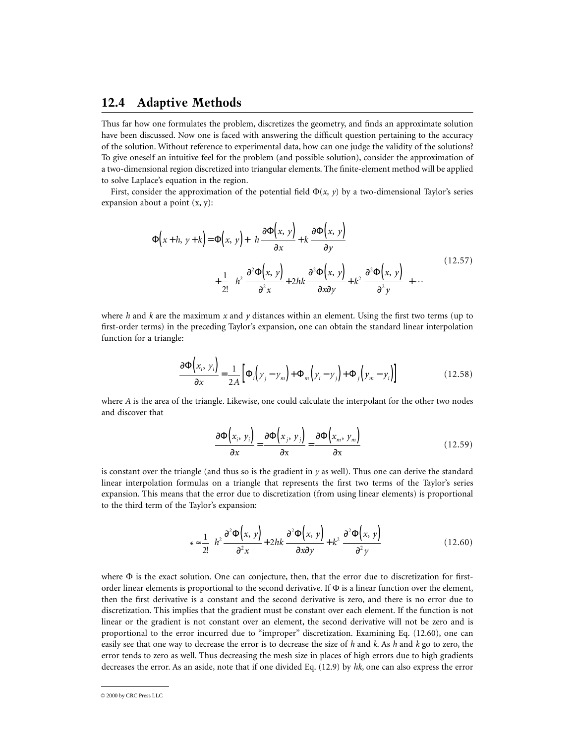## 12.4 Adaptive Methods

Thus far how one formulates the problem, discretizes the geometry, and finds an approximate solution have been discussed. Now one is faced with answering the difficult question pertaining to the accuracy of the solution. Without reference to experimental data, how can one judge the validity of the solutions? To give oneself an intuitive feel for the problem (and possible solution), consider the approximation of a two-dimensional region discretized into triangular elements. The finite-element method will be applied to solve Laplace's equation in the region.

First, consider the approximation of the potential field $\Phi(x, y)$ by a two-dimensional Taylor's series expansion about a point (x, y):

$$\Phi\left(x+h, y+k\right) = \Phi\left(x, y\right) + h\frac{\partial\Phi\left(x, y\right)}{\partial x} + k\frac{\partial\Phi\left(x, y\right)}{\partial y} + \frac{1}{2!}\left[h^2\frac{\partial^2\Phi\left(x, y\right)}{\partial^2 x} + 2hk\frac{\partial^2\Phi\left(x, y\right)}{\partial x\partial y} + k^2\frac{\partial^2\Phi\left(x, y\right)}{\partial^2 y}\right] + \cdots \tag{12.57}$$

where $h$ and $k$ are the maximum $x$ and $y$ distances within an element. Using the first two terms (up to first-order terms) in the preceding Taylor's expansion, one can obtain the standard linear interpolation function for a triangle:

$$\frac{\partial\Phi\left(x_i, y_i\right)}{\partial x} = \frac{1}{2A}\left[\Phi_i\left(y_j - y_m\right) + \Phi_m\left(y_i - y_j\right) + \Phi_j\left(y_m - y_i\right)\right] \tag{12.58}$$

where $A$ is the area of the triangle. Likewise, one could calculate the interpolant for the other two nodes and discover that

$$\frac{\partial\Phi\left(x_i, y_i\right)}{\partial x} = \frac{\partial\Phi\left(x_j, y_j\right)}{\partial \text{x}} = \frac{\partial\Phi\left(x_m, y_m\right)}{\partial \text{x}} \tag{12.59}$$

is constant over the triangle (and thus so is the gradient in $y$ as well). Thus one can derive the standard linear interpolation formulas on a triangle that represents the first two terms of the Taylor's series expansion. This means that the error due to discretization (from using linear elements) is proportional to the third term of the Taylor's expansion:

$$\epsilon \approx \frac{1}{2!}\left[h^2\frac{\partial^2\Phi\left(x, y\right)}{\partial^2 x} + 2hk\frac{\partial^2\Phi\left(x, y\right)}{\partial x\partial y} + k^2\frac{\partial^2\Phi\left(x, y\right)}{\partial^2 y}\right] \tag{12.60}$$

where $\Phi$ is the exact solution. One can conjecture, then, that the error due to discretization for first-order linear elements is proportional to the second derivative. If $\Phi$ is a linear function over the element, then the first derivative is a constant and the second derivative is zero, and there is no error due to discretization. This implies that the gradient must be constant over each element. If the function is not linear or the gradient is not constant over an element, the second derivative will not be zero and is proportional to the error incurred due to "improper" discretization. Examining Eq. (12.60), one can easily see that one way to decrease the error is to decrease the size of $h$ and $k$. As $h$ and $k$ go to zero, the error tends to zero as well. Thus decreasing the mesh size in places of high errors due to high gradients decreases the error. As an aside, note that if one divided Eq. (12.9) by $hk$, one can also express the error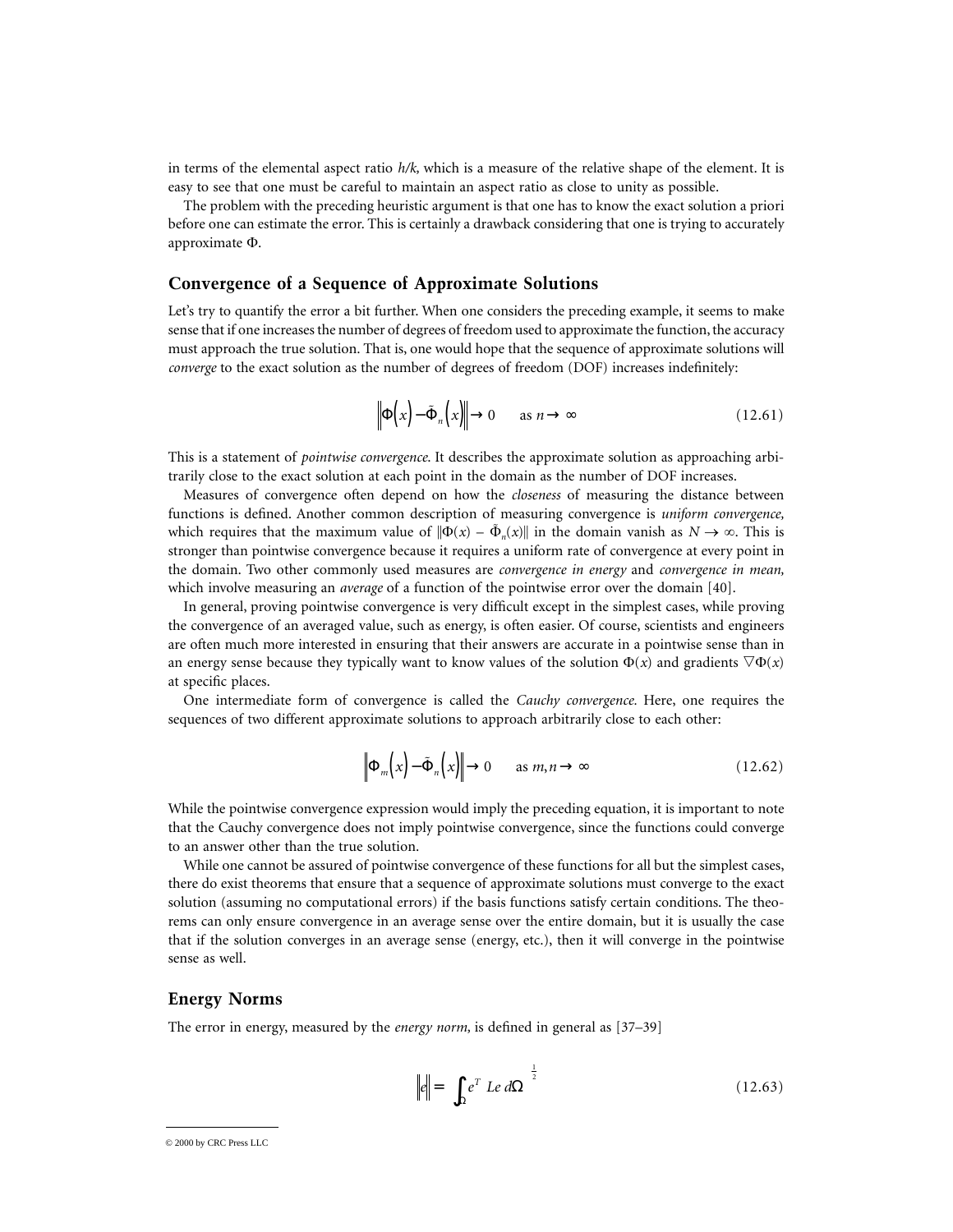in terms of the elemental aspect ratio $h/k$, which is a measure of the relative shape of the element. It is easy to see that one must be careful to maintain an aspect ratio as close to unity as possible.

The problem with the preceding heuristic argument is that one has to know the exact solution a priori before one can estimate the error. This is certainly a drawback considering that one is trying to accurately approximate $\Phi$.

## Convergence of a Sequence of Approximate Solutions

Let's try to quantify the error a bit further. When one considers the preceding example, it seems to make sense that if one increases the number of degrees of freedom used to approximate the function, the accuracy must approach the true solution. That is, one would hope that the sequence of approximate solutions will *converge* to the exact solution as the number of degrees of freedom (DOF) increases indefinitely:

$$\left\| \Phi(x) - \tilde{\Phi}_n(x) \right\| \to 0 \qquad \text{as } n \to \infty \tag{12.61}$$

This is a statement of *pointwise convergence*. It describes the approximate solution as approaching arbitrarily close to the exact solution at each point in the domain as the number of DOF increases.

Measures of convergence often depend on how the *closeness* of measuring the distance between functions is defined. Another common description of measuring convergence is *uniform convergence*, which requires that the maximum value of $\|\Phi(x) - \tilde{\Phi}_n(x)\|$ in the domain vanish as $N \to \infty$. This is stronger than pointwise convergence because it requires a uniform rate of convergence at every point in the domain. Two other commonly used measures are *convergence in energy* and *convergence in mean*, which involve measuring an *average* of a function of the pointwise error over the domain [40].

In general, proving pointwise convergence is very difficult except in the simplest cases, while proving the convergence of an averaged value, such as energy, is often easier. Of course, scientists and engineers are often much more interested in ensuring that their answers are accurate in a pointwise sense than in an energy sense because they typically want to know values of the solution $\Phi(x)$ and gradients $\nabla\Phi(x)$ at specific places.

One intermediate form of convergence is called the *Cauchy convergence*. Here, one requires the sequences of two different approximate solutions to approach arbitrarily close to each other:

$$\left\| \Phi_m(x) - \tilde{\Phi}_n(x) \right\| \to 0 \qquad \text{as } m,n \to \infty \tag{12.62}$$

While the pointwise convergence expression would imply the preceding equation, it is important to note that the Cauchy convergence does not imply pointwise convergence, since the functions could converge to an answer other than the true solution.

While one cannot be assured of pointwise convergence of these functions for all but the simplest cases, there do exist theorems that ensure that a sequence of approximate solutions must converge to the exact solution (assuming no computational errors) if the basis functions satisfy certain conditions. The theorems can only ensure convergence in an average sense over the entire domain, but it is usually the case that if the solution converges in an average sense (energy, etc.), then it will converge in the pointwise sense as well.

## Energy Norms

The error in energy, measured by the *energy norm*, is defined in general as [37–39]

$$\|e\| = \left( \int_{\Omega} e^T \; Le \; d\Omega \right)^{\frac{1}{2}} \tag{12.63}$$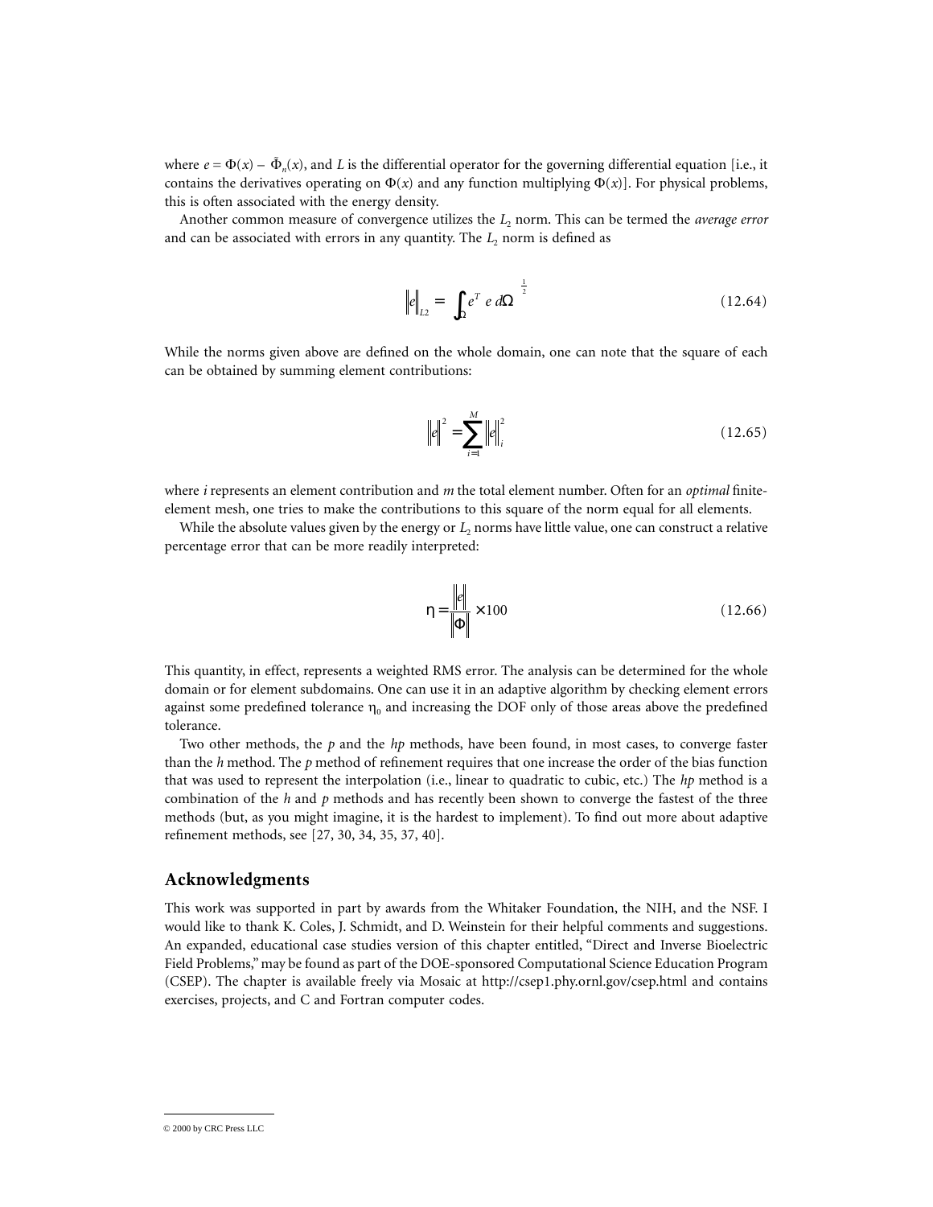where $e = \Phi(x) - \tilde{\Phi}_n(x)$, and $L$ is the differential operator for the governing differential equation [i.e., it contains the derivatives operating on $\Phi(x)$ and any function multiplying $\Phi(x)$]. For physical problems, this is often associated with the energy density.

Another common measure of convergence utilizes the $L_2$ norm. This can be termed the *average error* and can be associated with errors in any quantity. The $L_2$ norm is defined as

$$\|e\|_{L2} = \left( \int_\Omega e^T \, e \, d\Omega \right)^{\frac{1}{2}} \tag{12.64}$$

While the norms given above are defined on the whole domain, one can note that the square of each can be obtained by summing element contributions:

$$\|e\|^2 = \sum_{i=1}^{M} \|e\|_i^2 \tag{12.65}$$

where $i$ represents an element contribution and $m$ the total element number. Often for an *optimal* finite-element mesh, one tries to make the contributions to this square of the norm equal for all elements.

While the absolute values given by the energy or $L_2$ norms have little value, one can construct a relative percentage error that can be more readily interpreted:

$$\eta = \frac{\|e\|}{\|\Phi\|} \times 100 \tag{12.66}$$

This quantity, in effect, represents a weighted RMS error. The analysis can be determined for the whole domain or for element subdomains. One can use it in an adaptive algorithm by checking element errors against some predefined tolerance $\eta_0$ and increasing the DOF only of those areas above the predefined tolerance.

Two other methods, the *p* and the *hp* methods, have been found, in most cases, to converge faster than the *h* method. The *p* method of refinement requires that one increase the order of the bias function that was used to represent the interpolation (i.e., linear to quadratic to cubic, etc.) The *hp* method is a combination of the *h* and *p* methods and has recently been shown to converge the fastest of the three methods (but, as you might imagine, it is the hardest to implement). To find out more about adaptive refinement methods, see [27, 30, 34, 35, 37, 40].

## Acknowledgments

This work was supported in part by awards from the Whitaker Foundation, the NIH, and the NSF. I would like to thank K. Coles, J. Schmidt, and D. Weinstein for their helpful comments and suggestions. An expanded, educational case studies version of this chapter entitled, "Direct and Inverse Bioelectric Field Problems," may be found as part of the DOE-sponsored Computational Science Education Program (CSEP). The chapter is available freely via Mosaic at http://csep1.phy.ornl.gov/csep.html and contains exercises, projects, and C and Fortran computer codes.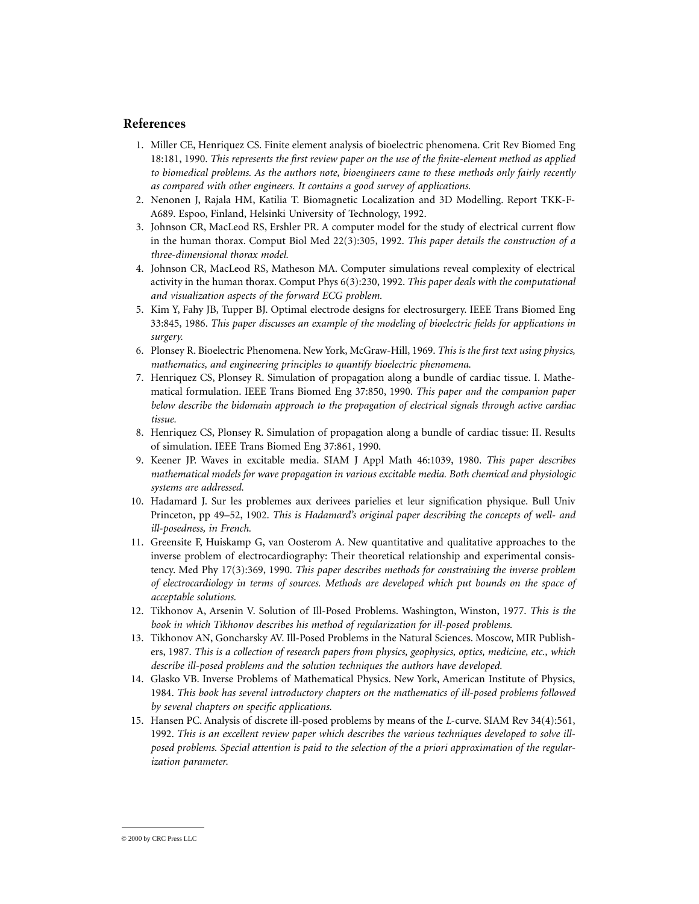## References

1. Miller CE, Henriquez CS. Finite element analysis of bioelectric phenomena. Crit Rev Biomed Eng 18:181, 1990. *This represents the first review paper on the use of the finite-element method as applied to biomedical problems. As the authors note, bioengineers came to these methods only fairly recently as compared with other engineers. It contains a good survey of applications.*
2. Nenonen J, Rajala HM, Katilia T. Biomagnetic Localization and 3D Modelling. Report TKK-F-A689. Espoo, Finland, Helsinki University of Technology, 1992.
3. Johnson CR, MacLeod RS, Ershler PR. A computer model for the study of electrical current flow in the human thorax. Comput Biol Med 22(3):305, 1992. *This paper details the construction of a three-dimensional thorax model.*
4. Johnson CR, MacLeod RS, Matheson MA. Computer simulations reveal complexity of electrical activity in the human thorax. Comput Phys 6(3):230, 1992. *This paper deals with the computational and visualization aspects of the forward ECG problem.*
5. Kim Y, Fahy JB, Tupper BJ. Optimal electrode designs for electrosurgery. IEEE Trans Biomed Eng 33:845, 1986. *This paper discusses an example of the modeling of bioelectric fields for applications in surgery.*
6. Plonsey R. Bioelectric Phenomena. New York, McGraw-Hill, 1969. *This is the first text using physics, mathematics, and engineering principles to quantify bioelectric phenomena.*
7. Henriquez CS, Plonsey R. Simulation of propagation along a bundle of cardiac tissue. I. Mathematical formulation. IEEE Trans Biomed Eng 37:850, 1990. *This paper and the companion paper below describe the bidomain approach to the propagation of electrical signals through active cardiac tissue.*
8. Henriquez CS, Plonsey R. Simulation of propagation along a bundle of cardiac tissue: II. Results of simulation. IEEE Trans Biomed Eng 37:861, 1990.
9. Keener JP. Waves in excitable media. SIAM J Appl Math 46:1039, 1980. *This paper describes mathematical models for wave propagation in various excitable media. Both chemical and physiologic systems are addressed.*
10. Hadamard J. Sur les problemes aux derivees parielies et leur signification physique. Bull Univ Princeton, pp 49–52, 1902. *This is Hadamard's original paper describing the concepts of well- and ill-posedness, in French.*
11. Greensite F, Huiskamp G, van Oosterom A. New quantitative and qualitative approaches to the inverse problem of electrocardiography: Their theoretical relationship and experimental consistency. Med Phy 17(3):369, 1990. *This paper describes methods for constraining the inverse problem of electrocardiology in terms of sources. Methods are developed which put bounds on the space of acceptable solutions.*
12. Tikhonov A, Arsenin V. Solution of Ill-Posed Problems. Washington, Winston, 1977. *This is the book in which Tikhonov describes his method of regularization for ill-posed problems.*
13. Tikhonov AN, Goncharsky AV. Ill-Posed Problems in the Natural Sciences. Moscow, MIR Publishers, 1987. *This is a collection of research papers from physics, geophysics, optics, medicine, etc., which describe ill-posed problems and the solution techniques the authors have developed.*
14. Glasko VB. Inverse Problems of Mathematical Physics. New York, American Institute of Physics, 1984. *This book has several introductory chapters on the mathematics of ill-posed problems followed by several chapters on specific applications.*
15. Hansen PC. Analysis of discrete ill-posed problems by means of the *L*-curve. SIAM Rev 34(4):561, 1992. *This is an excellent review paper which describes the various techniques developed to solve ill-posed problems. Special attention is paid to the selection of the a priori approximation of the regularization parameter.*

© 2000 by CRC Press LLC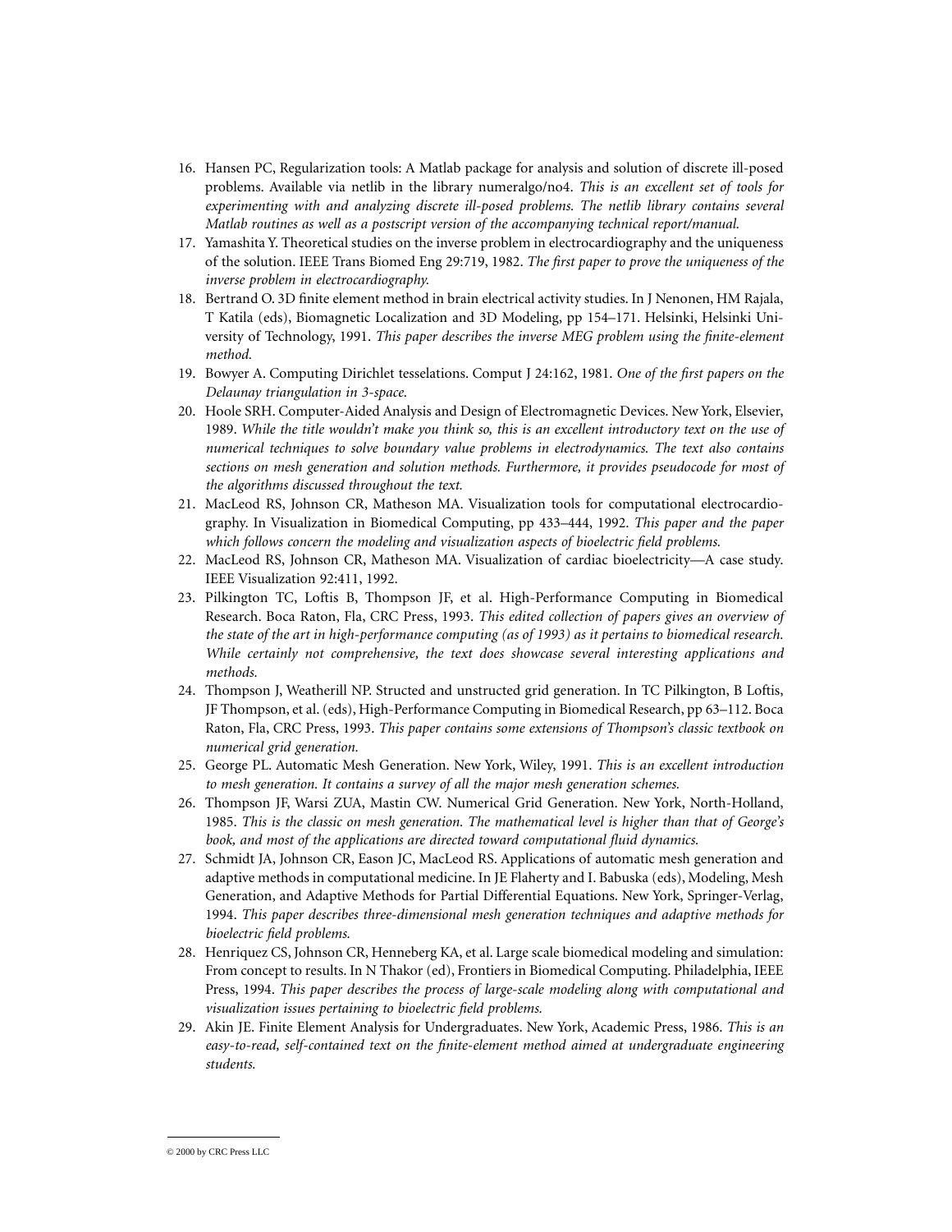16. Hansen PC, Regularization tools: A Matlab package for analysis and solution of discrete ill-posed problems. Available via netlib in the library numeralgo/no4. *This is an excellent set of tools for experimenting with and analyzing discrete ill-posed problems. The netlib library contains several Matlab routines as well as a postscript version of the accompanying technical report/manual.*
17. Yamashita Y. Theoretical studies on the inverse problem in electrocardiography and the uniqueness of the solution. IEEE Trans Biomed Eng 29:719, 1982. *The first paper to prove the uniqueness of the inverse problem in electrocardiography.*
18. Bertrand O. 3D finite element method in brain electrical activity studies. In J Nenonen, HM Rajala, T Katila (eds), Biomagnetic Localization and 3D Modeling, pp 154–171. Helsinki, Helsinki University of Technology, 1991. *This paper describes the inverse MEG problem using the finite-element method.*
19. Bowyer A. Computing Dirichlet tesselations. Comput J 24:162, 1981. *One of the first papers on the Delaunay triangulation in 3-space.*
20. Hoole SRH. Computer-Aided Analysis and Design of Electromagnetic Devices. New York, Elsevier, 1989. *While the title wouldn't make you think so, this is an excellent introductory text on the use of numerical techniques to solve boundary value problems in electrodynamics. The text also contains sections on mesh generation and solution methods. Furthermore, it provides pseudocode for most of the algorithms discussed throughout the text.*
21. MacLeod RS, Johnson CR, Matheson MA. Visualization tools for computational electrocardiography. In Visualization in Biomedical Computing, pp 433–444, 1992. *This paper and the paper which follows concern the modeling and visualization aspects of bioelectric field problems.*
22. MacLeod RS, Johnson CR, Matheson MA. Visualization of cardiac bioelectricity—A case study. IEEE Visualization 92:411, 1992.
23. Pilkington TC, Loftis B, Thompson JF, et al. High-Performance Computing in Biomedical Research. Boca Raton, Fla, CRC Press, 1993. *This edited collection of papers gives an overview of the state of the art in high-performance computing (as of 1993) as it pertains to biomedical research. While certainly not comprehensive, the text does showcase several interesting applications and methods.*
24. Thompson J, Weatherill NP. Structed and unstructed grid generation. In TC Pilkington, B Loftis, JF Thompson, et al. (eds), High-Performance Computing in Biomedical Research, pp 63–112. Boca Raton, Fla, CRC Press, 1993. *This paper contains some extensions of Thompson's classic textbook on numerical grid generation.*
25. George PL. Automatic Mesh Generation. New York, Wiley, 1991. *This is an excellent introduction to mesh generation. It contains a survey of all the major mesh generation schemes.*
26. Thompson JF, Warsi ZUA, Mastin CW. Numerical Grid Generation. New York, North-Holland, 1985. *This is the classic on mesh generation. The mathematical level is higher than that of George's book, and most of the applications are directed toward computational fluid dynamics.*
27. Schmidt JA, Johnson CR, Eason JC, MacLeod RS. Applications of automatic mesh generation and adaptive methods in computational medicine. In JE Flaherty and I. Babuska (eds), Modeling, Mesh Generation, and Adaptive Methods for Partial Differential Equations. New York, Springer-Verlag, 1994. *This paper describes three-dimensional mesh generation techniques and adaptive methods for bioelectric field problems.*
28. Henriquez CS, Johnson CR, Henneberg KA, et al. Large scale biomedical modeling and simulation: From concept to results. In N Thakor (ed), Frontiers in Biomedical Computing. Philadelphia, IEEE Press, 1994. *This paper describes the process of large-scale modeling along with computational and visualization issues pertaining to bioelectric field problems.*
29. Akin JE. Finite Element Analysis for Undergraduates. New York, Academic Press, 1986. *This is an easy-to-read, self-contained text on the finite-element method aimed at undergraduate engineering students.*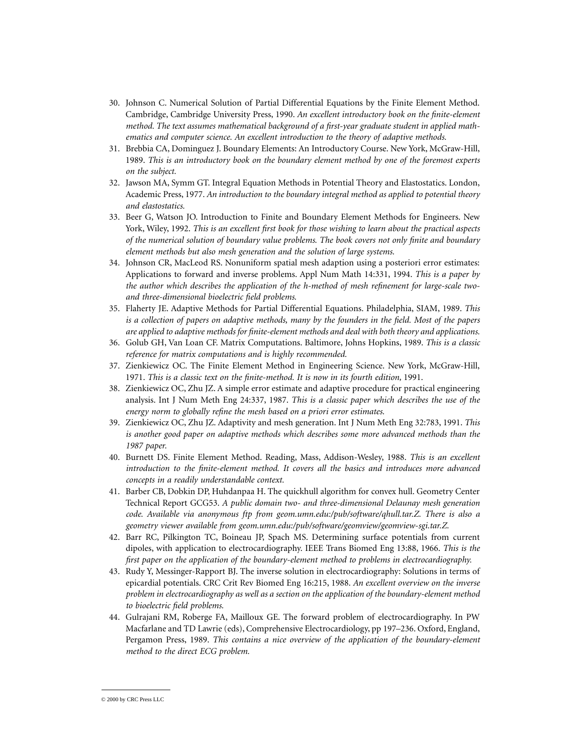30. Johnson C. Numerical Solution of Partial Differential Equations by the Finite Element Method. Cambridge, Cambridge University Press, 1990. *An excellent introductory book on the finite-element method. The text assumes mathematical background of a first-year graduate student in applied mathematics and computer science. An excellent introduction to the theory of adaptive methods.*
31. Brebbia CA, Dominguez J. Boundary Elements: An Introductory Course. New York, McGraw-Hill, 1989. *This is an introductory book on the boundary element method by one of the foremost experts on the subject.*
32. Jawson MA, Symm GT. Integral Equation Methods in Potential Theory and Elastostatics. London, Academic Press, 1977. *An introduction to the boundary integral method as applied to potential theory and elastostatics.*
33. Beer G, Watson JO. Introduction to Finite and Boundary Element Methods for Engineers. New York, Wiley, 1992. *This is an excellent first book for those wishing to learn about the practical aspects of the numerical solution of boundary value problems. The book covers not only finite and boundary element methods but also mesh generation and the solution of large systems.*
34. Johnson CR, MacLeod RS. Nonuniform spatial mesh adaption using a posteriori error estimates: Applications to forward and inverse problems. Appl Num Math 14:331, 1994. *This is a paper by the author which describes the application of the h-method of mesh refinement for large-scale two- and three-dimensional bioelectric field problems.*
35. Flaherty JE. Adaptive Methods for Partial Differential Equations. Philadelphia, SIAM, 1989. *This is a collection of papers on adaptive methods, many by the founders in the field. Most of the papers are applied to adaptive methods for finite-element methods and deal with both theory and applications.*
36. Golub GH, Van Loan CF. Matrix Computations. Baltimore, Johns Hopkins, 1989. *This is a classic reference for matrix computations and is highly recommended.*
37. Zienkiewicz OC. The Finite Element Method in Engineering Science. New York, McGraw-Hill, 1971. *This is a classic text on the finite-method. It is now in its fourth edition,* 1991.
38. Zienkiewicz OC, Zhu JZ. A simple error estimate and adaptive procedure for practical engineering analysis. Int J Num Meth Eng 24:337, 1987. *This is a classic paper which describes the use of the energy norm to globally refine the mesh based on a priori error estimates.*
39. Zienkiewicz OC, Zhu JZ. Adaptivity and mesh generation. Int J Num Meth Eng 32:783, 1991. *This is another good paper on adaptive methods which describes some more advanced methods than the 1987 paper.*
40. Burnett DS. Finite Element Method. Reading, Mass, Addison-Wesley, 1988. *This is an excellent introduction to the finite-element method. It covers all the basics and introduces more advanced concepts in a readily understandable context.*
41. Barber CB, Dobkin DP, Huhdanpaa H. The quickhull algorithm for convex hull. Geometry Center Technical Report GCG53. *A public domain two- and three-dimensional Delaunay mesh generation code. Available via anonymous ftp from geom.umn.edu:/pub/software/qhull.tar.Z. There is also a geometry viewer available from geom.umn.edu:/pub/software/geomview/geomview-sgi.tar.Z.*
42. Barr RC, Pilkington TC, Boineau JP, Spach MS. Determining surface potentials from current dipoles, with application to electrocardiography. IEEE Trans Biomed Eng 13:88, 1966. *This is the first paper on the application of the boundary-element method to problems in electrocardiography.*
43. Rudy Y, Messinger-Rapport BJ. The inverse solution in electrocardiography: Solutions in terms of epicardial potentials. CRC Crit Rev Biomed Eng 16:215, 1988. *An excellent overview on the inverse problem in electrocardiography as well as a section on the application of the boundary-element method to bioelectric field problems.*
44. Gulrajani RM, Roberge FA, Mailloux GE. The forward problem of electrocardiography. In PW Macfarlane and TD Lawrie (eds), Comprehensive Electrocardiology, pp 197–236. Oxford, England, Pergamon Press, 1989. *This contains a nice overview of the application of the boundary-element method to the direct ECG problem.*

© 2000 by CRC Press LLC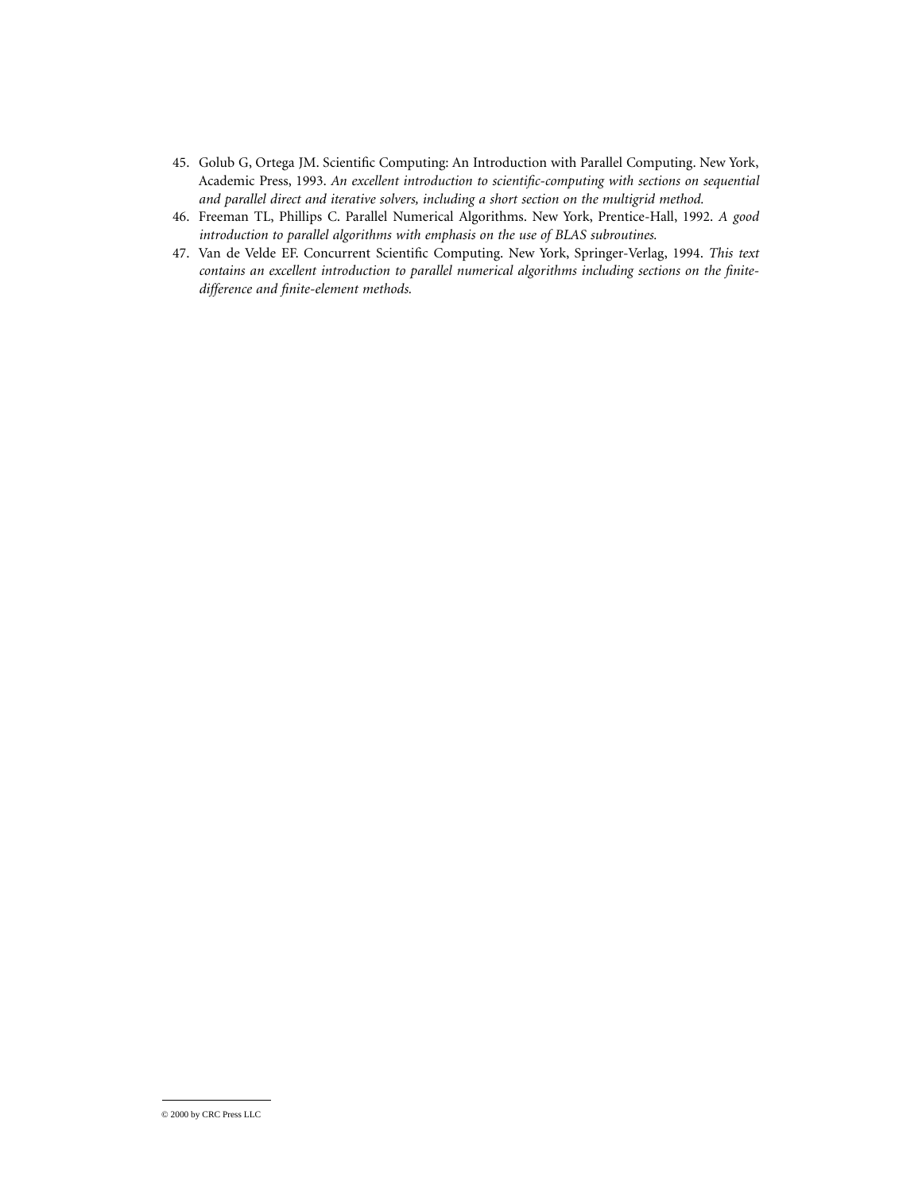45. Golub G, Ortega JM. Scientific Computing: An Introduction with Parallel Computing. New York, Academic Press, 1993. *An excellent introduction to scientific-computing with sections on sequential and parallel direct and iterative solvers, including a short section on the multigrid method.*
46. Freeman TL, Phillips C. Parallel Numerical Algorithms. New York, Prentice-Hall, 1992. *A good introduction to parallel algorithms with emphasis on the use of BLAS subroutines.*
47. Van de Velde EF. Concurrent Scientific Computing. New York, Springer-Verlag, 1994. *This text contains an excellent introduction to parallel numerical algorithms including sections on the finite-difference and finite-element methods.*